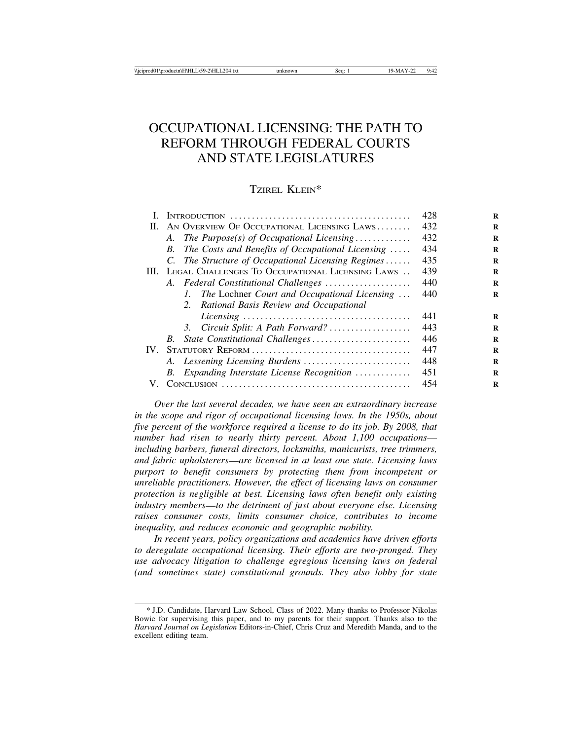# OCCUPATIONAL LICENSING: THE PATH TO REFORM THROUGH FEDERAL COURTS AND STATE LEGISLATURES

TZIREL KLEIN*

| | | |
|---|---|---|
| I. | INTRODUCTION | 428 |
| II. | AN OVERVIEW OF OCCUPATIONAL LICENSING LAWS | 432 |
| | A. *The Purpose(s) of Occupational Licensing* | 432 |
| | B. *The Costs and Benefits of Occupational Licensing* | 434 |
| | C. *The Structure of Occupational Licensing Regimes* | 435 |
| III. | LEGAL CHALLENGES TO OCCUPATIONAL LICENSING LAWS | 439 |
| | A. *Federal Constitutional Challenges* | 440 |
| | 1. *The* Lochner *Court and Occupational Licensing* | 440 |
| | 2. *Rational Basis Review and Occupational Licensing* | 441 |
| | 3. *Circuit Split: A Path Forward?* | 443 |
| | B. *State Constitutional Challenges* | 446 |
| IV. | STATUTORY REFORM | 447 |
| | A. *Lessening Licensing Burdens* | 448 |
| | B. *Expanding Interstate License Recognition* | 451 |
| V. | CONCLUSION | 454 |

*Over the last several decades, we have seen an extraordinary increase in the scope and rigor of occupational licensing laws. In the 1950s, about five percent of the workforce required a license to do its job. By 2008, that number had risen to nearly thirty percent. About 1,100 occupations—including barbers, funeral directors, locksmiths, manicurists, tree trimmers, and fabric upholsterers—are licensed in at least one state. Licensing laws purport to benefit consumers by protecting them from incompetent or unreliable practitioners. However, the effect of licensing laws on consumer protection is negligible at best. Licensing laws often benefit only existing industry members—to the detriment of just about everyone else. Licensing raises consumer costs, limits consumer choice, contributes to income inequality, and reduces economic and geographic mobility.*

*In recent years, policy organizations and academics have driven efforts to deregulate occupational licensing. Their efforts are two-pronged. They use advocacy litigation to challenge egregious licensing laws on federal (and sometimes state) constitutional grounds. They also lobby for state*

---

\* J.D. Candidate, Harvard Law School, Class of 2022. Many thanks to Professor Nikolas Bowie for supervising this paper, and to my parents for their support. Thanks also to the *Harvard Journal on Legislation* Editors-in-Chief, Chris Cruz and Meredith Manda, and to the excellent editing team.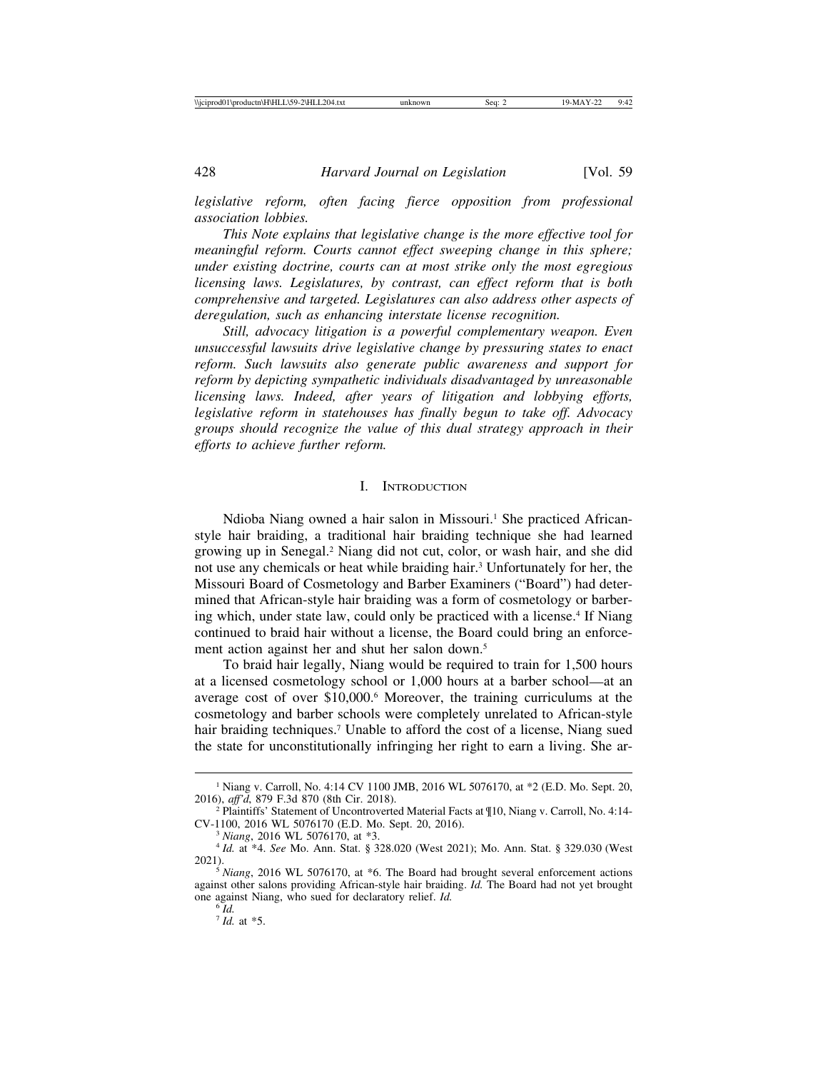*legislative reform, often facing fierce opposition from professional association lobbies.*

*This Note explains that legislative change is the more effective tool for meaningful reform. Courts cannot effect sweeping change in this sphere; under existing doctrine, courts can at most strike only the most egregious licensing laws. Legislatures, by contrast, can effect reform that is both comprehensive and targeted. Legislatures can also address other aspects of deregulation, such as enhancing interstate license recognition.*

*Still, advocacy litigation is a powerful complementary weapon. Even unsuccessful lawsuits drive legislative change by pressuring states to enact reform. Such lawsuits also generate public awareness and support for reform by depicting sympathetic individuals disadvantaged by unreasonable licensing laws. Indeed, after years of litigation and lobbying efforts, legislative reform in statehouses has finally begun to take off. Advocacy groups should recognize the value of this dual strategy approach in their efforts to achieve further reform.*

## I. INTRODUCTION

Ndioba Niang owned a hair salon in Missouri.[1] She practiced African-style hair braiding, a traditional hair braiding technique she had learned growing up in Senegal.[2] Niang did not cut, color, or wash hair, and she did not use any chemicals or heat while braiding hair.[3] Unfortunately for her, the Missouri Board of Cosmetology and Barber Examiners ("Board") had determined that African-style hair braiding was a form of cosmetology or barbering which, under state law, could only be practiced with a license.[4] If Niang continued to braid hair without a license, the Board could bring an enforcement action against her and shut her salon down.[5]

To braid hair legally, Niang would be required to train for 1,500 hours at a licensed cosmetology school or 1,000 hours at a barber school—at an average cost of over $10,000.[6] Moreover, the training curriculums at the cosmetology and barber schools were completely unrelated to African-style hair braiding techniques.[7] Unable to afford the cost of a license, Niang sued the state for unconstitutionally infringing her right to earn a living. She ar-

---

[1] Niang v. Carroll, No. 4:14 CV 1100 JMB, 2016 WL 5076170, at *2 (E.D. Mo. Sept. 20, 2016), *aff'd*, 879 F.3d 870 (8th Cir. 2018).

[2] Plaintiffs' Statement of Uncontroverted Material Facts at ¶10, Niang v. Carroll, No. 4:14-CV-1100, 2016 WL 5076170 (E.D. Mo. Sept. 20, 2016).

[3] *Niang*, 2016 WL 5076170, at *3.

[4] *Id.* at *4. *See* Mo. Ann. Stat. § 328.020 (West 2021); Mo. Ann. Stat. § 329.030 (West 2021).

[5] *Niang*, 2016 WL 5076170, at *6. The Board had brought several enforcement actions against other salons providing African-style hair braiding. *Id.* The Board had not yet brought one against Niang, who sued for declaratory relief. *Id.*

[6] *Id.*

[7] *Id.* at *5.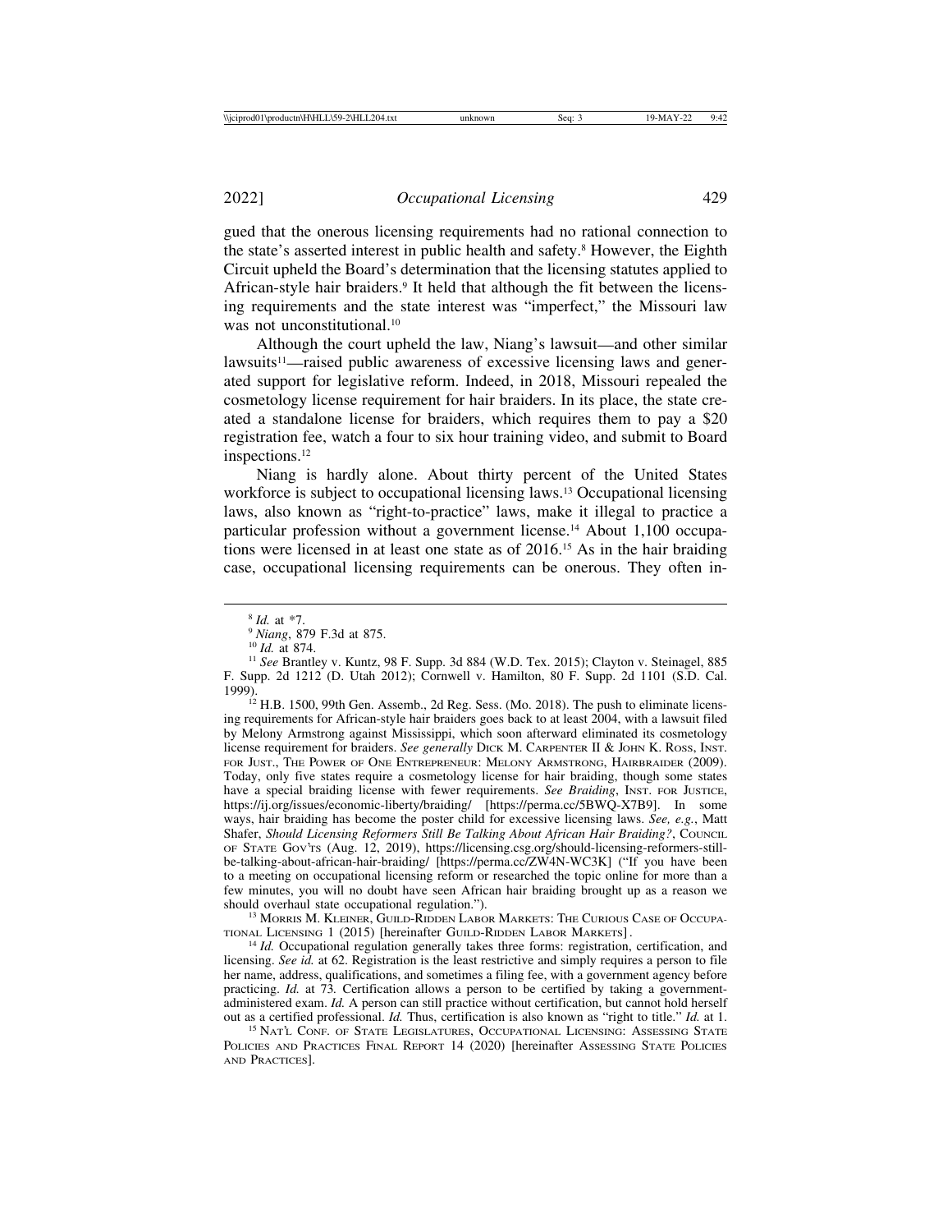gued that the onerous licensing requirements had no rational connection to the state's asserted interest in public health and safety.[8] However, the Eighth Circuit upheld the Board's determination that the licensing statutes applied to African-style hair braiders.[9] It held that although the fit between the licensing requirements and the state interest was "imperfect," the Missouri law was not unconstitutional.[10]

Although the court upheld the law, Niang's lawsuit—and other similar lawsuits[11]—raised public awareness of excessive licensing laws and generated support for legislative reform. Indeed, in 2018, Missouri repealed the cosmetology license requirement for hair braiders. In its place, the state created a standalone license for braiders, which requires them to pay a $20 registration fee, watch a four to six hour training video, and submit to Board inspections.[12]

Niang is hardly alone. About thirty percent of the United States workforce is subject to occupational licensing laws.[13] Occupational licensing laws, also known as "right-to-practice" laws, make it illegal to practice a particular profession without a government license.[14] About 1,100 occupations were licensed in at least one state as of 2016.[15] As in the hair braiding case, occupational licensing requirements can be onerous. They often in-

---

[8] *Id.* at *7.

[9] *Niang*, 879 F.3d at 875.

[10] *Id.* at 874.

[11] *See* Brantley v. Kuntz, 98 F. Supp. 3d 884 (W.D. Tex. 2015); Clayton v. Steinagel, 885 F. Supp. 2d 1212 (D. Utah 2012); Cornwell v. Hamilton, 80 F. Supp. 2d 1101 (S.D. Cal. 1999).

[12] H.B. 1500, 99th Gen. Assemb., 2d Reg. Sess. (Mo. 2018). The push to eliminate licensing requirements for African-style hair braiders goes back to at least 2004, with a lawsuit filed by Melony Armstrong against Mississippi, which soon afterward eliminated its cosmetology license requirement for braiders. *See generally* DICK M. CARPENTER II & JOHN K. ROSS, INST. FOR JUST., THE POWER OF ONE ENTREPRENEUR: MELONY ARMSTRONG, HAIRBRAIDER (2009). Today, only five states require a cosmetology license for hair braiding, though some states have a special braiding license with fewer requirements. *See Braiding*, INST. FOR JUSTICE, https://ij.org/issues/economic-liberty/braiding/ [https://perma.cc/5BWQ-X7B9]. In some ways, hair braiding has become the poster child for excessive licensing laws. *See, e.g.*, Matt Shafer, *Should Licensing Reformers Still Be Talking About African Hair Braiding?*, COUNCIL OF STATE GOV'TS (Aug. 12, 2019), https://licensing.csg.org/should-licensing-reformers-still-be-talking-about-african-hair-braiding/ [https://perma.cc/ZW4N-WC3K] ("If you have been to a meeting on occupational licensing reform or researched the topic online for more than a few minutes, you will no doubt have seen African hair braiding brought up as a reason we should overhaul state occupational regulation.").

[13] MORRIS M. KLEINER, GUILD-RIDDEN LABOR MARKETS: THE CURIOUS CASE OF OCCUPATIONAL LICENSING 1 (2015) [hereinafter GUILD-RIDDEN LABOR MARKETS].

[14] *Id.* Occupational regulation generally takes three forms: registration, certification, and licensing. *See id.* at 62. Registration is the least restrictive and simply requires a person to file her name, address, qualifications, and sometimes a filing fee, with a government agency before practicing. *Id.* at 73. Certification allows a person to be certified by taking a government-administered exam. *Id.* A person can still practice without certification, but cannot hold herself out as a certified professional. *Id.* Thus, certification is also known as "right to title." *Id.* at 1.

[15] NAT'L CONF. OF STATE LEGISLATURES, OCCUPATIONAL LICENSING: ASSESSING STATE POLICIES AND PRACTICES FINAL REPORT 14 (2020) [hereinafter ASSESSING STATE POLICIES AND PRACTICES].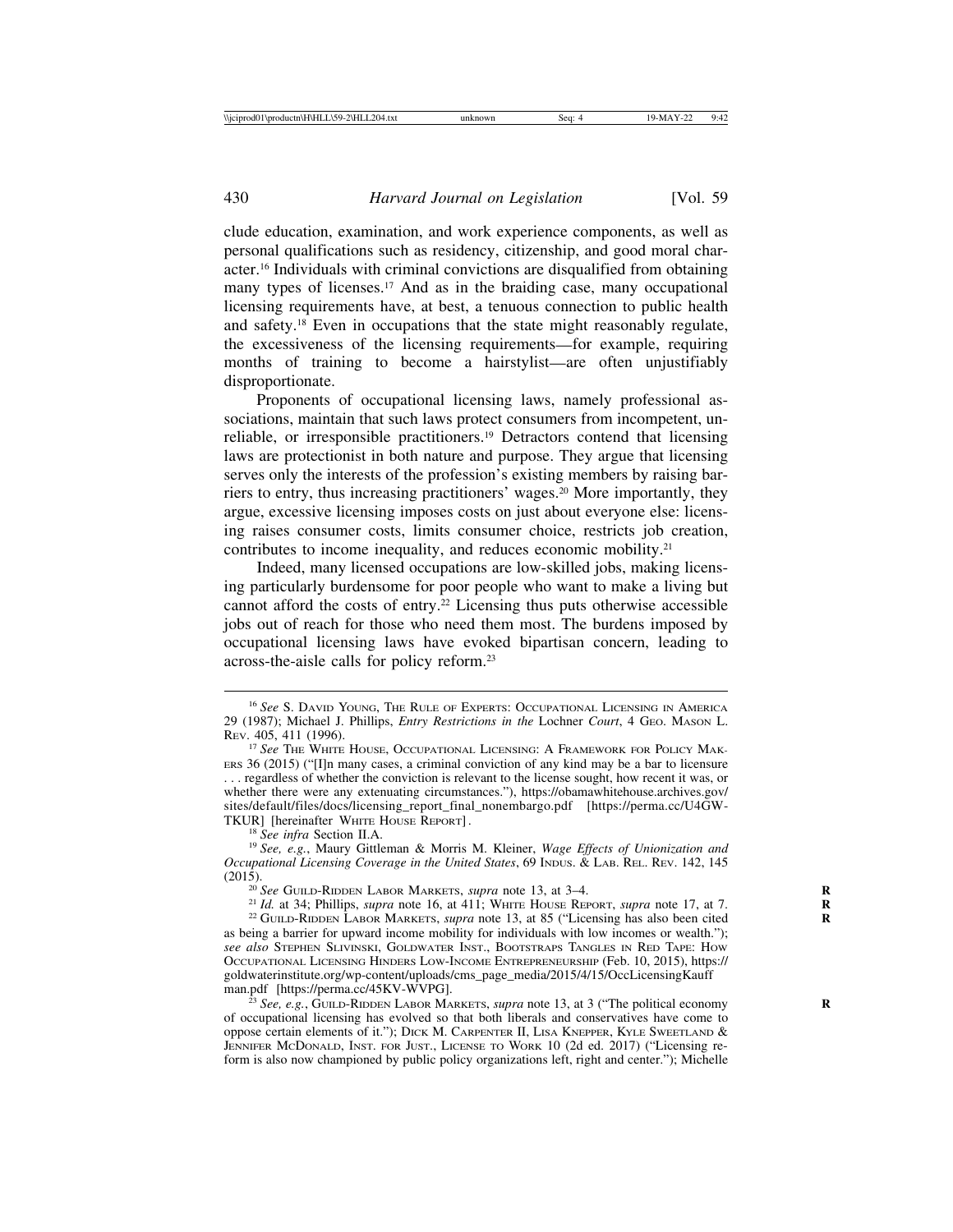clude education, examination, and work experience components, as well as personal qualifications such as residency, citizenship, and good moral character.[16] Individuals with criminal convictions are disqualified from obtaining many types of licenses.[17] And as in the braiding case, many occupational licensing requirements have, at best, a tenuous connection to public health and safety.[18] Even in occupations that the state might reasonably regulate, the excessiveness of the licensing requirements—for example, requiring months of training to become a hairstylist—are often unjustifiably disproportionate.

Proponents of occupational licensing laws, namely professional associations, maintain that such laws protect consumers from incompetent, unreliable, or irresponsible practitioners.[19] Detractors contend that licensing laws are protectionist in both nature and purpose. They argue that licensing serves only the interests of the profession's existing members by raising barriers to entry, thus increasing practitioners' wages.[20] More importantly, they argue, excessive licensing imposes costs on just about everyone else: licensing raises consumer costs, limits consumer choice, restricts job creation, contributes to income inequality, and reduces economic mobility.[21]

Indeed, many licensed occupations are low-skilled jobs, making licensing particularly burdensome for poor people who want to make a living but cannot afford the costs of entry.[22] Licensing thus puts otherwise accessible jobs out of reach for those who need them most. The burdens imposed by occupational licensing laws have evoked bipartisan concern, leading to across-the-aisle calls for policy reform.[23]

---

[16] *See* S. David Young, The Rule of Experts: Occupational Licensing in America 29 (1987); Michael J. Phillips, *Entry Restrictions in the* Lochner *Court*, 4 Geo. Mason L. Rev. 405, 411 (1996).

[17] *See* The White House, Occupational Licensing: A Framework for Policy Makers 36 (2015) ("[I]n many cases, a criminal conviction of any kind may be a bar to licensure . . . regardless of whether the conviction is relevant to the license sought, how recent it was, or whether there were any extenuating circumstances."), https://obamawhitehouse.archives.gov/sites/default/files/docs/licensing_report_final_nonembargo.pdf [https://perma.cc/U4GW-TKUR] [hereinafter White House Report].

[18] *See infra* Section II.A.

[19] *See, e.g.*, Maury Gittleman & Morris M. Kleiner, *Wage Effects of Unionization and Occupational Licensing Coverage in the United States*, 69 Indus. & Lab. Rel. Rev. 142, 145 (2015).

[20] *See* Guild-Ridden Labor Markets, *supra* note 13, at 3–4.

[21] *Id.* at 34; Phillips, *supra* note 16, at 411; White House Report, *supra* note 17, at 7.

[22] Guild-Ridden Labor Markets, *supra* note 13, at 85 ("Licensing has also been cited as being a barrier for upward income mobility for individuals with low incomes or wealth."); *see also* Stephen Slivinski, Goldwater Inst., Bootstraps Tangles in Red Tape: How Occupational Licensing Hinders Low-Income Entrepreneurship (Feb. 10, 2015), https://goldwaterinstitute.org/wp-content/uploads/cms_page_media/2015/4/15/OccLicensingKauffman.pdf [https://perma.cc/45KV-WVPG].

[23] *See, e.g.*, Guild-Ridden Labor Markets, *supra* note 13, at 3 ("The political economy of occupational licensing has evolved so that both liberals and conservatives have come to oppose certain elements of it."); Dick M. Carpenter II, Lisa Knepper, Kyle Sweetland & Jennifer McDonald, Inst. for Just., License to Work 10 (2d ed. 2017) ("Licensing reform is also now championed by public policy organizations left, right and center."); Michelle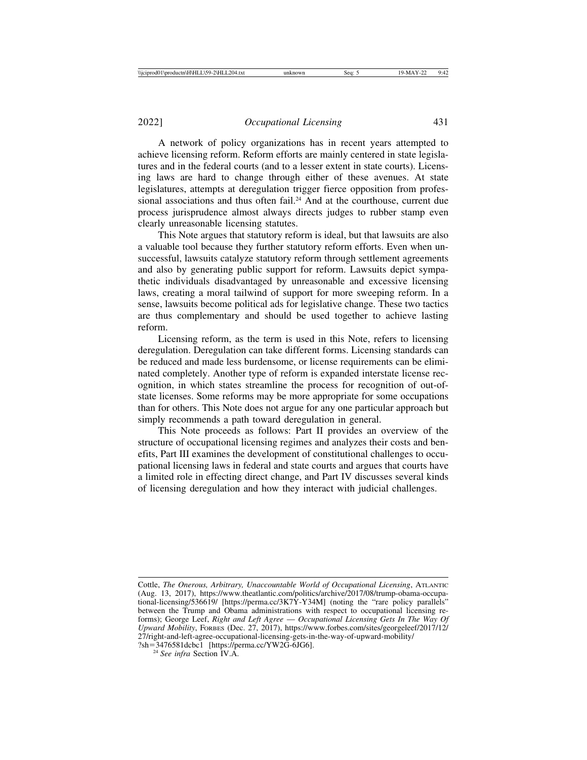A network of policy organizations has in recent years attempted to achieve licensing reform. Reform efforts are mainly centered in state legislatures and in the federal courts (and to a lesser extent in state courts). Licensing laws are hard to change through either of these avenues. At state legislatures, attempts at deregulation trigger fierce opposition from professional associations and thus often fail.[24] And at the courthouse, current due process jurisprudence almost always directs judges to rubber stamp even clearly unreasonable licensing statutes.

This Note argues that statutory reform is ideal, but that lawsuits are also a valuable tool because they further statutory reform efforts. Even when unsuccessful, lawsuits catalyze statutory reform through settlement agreements and also by generating public support for reform. Lawsuits depict sympathetic individuals disadvantaged by unreasonable and excessive licensing laws, creating a moral tailwind of support for more sweeping reform. In a sense, lawsuits become political ads for legislative change. These two tactics are thus complementary and should be used together to achieve lasting reform.

Licensing reform, as the term is used in this Note, refers to licensing deregulation. Deregulation can take different forms. Licensing standards can be reduced and made less burdensome, or license requirements can be eliminated completely. Another type of reform is expanded interstate license recognition, in which states streamline the process for recognition of out-of-state licenses. Some reforms may be more appropriate for some occupations than for others. This Note does not argue for any one particular approach but simply recommends a path toward deregulation in general.

This Note proceeds as follows: Part II provides an overview of the structure of occupational licensing regimes and analyzes their costs and benefits, Part III examines the development of constitutional challenges to occupational licensing laws in federal and state courts and argues that courts have a limited role in effecting direct change, and Part IV discusses several kinds of licensing deregulation and how they interact with judicial challenges.

---

Cottle, *The Onerous, Arbitrary, Unaccountable World of Occupational Licensing*, ATLANTIC (Aug. 13, 2017), https://www.theatlantic.com/politics/archive/2017/08/trump-obama-occupational-licensing/536619/ [https://perma.cc/3K7Y-Y34M] (noting the "rare policy parallels" between the Trump and Obama administrations with respect to occupational licensing reforms); George Leef, *Right and Left Agree — Occupational Licensing Gets In The Way Of Upward Mobility*, FORBES (Dec. 27, 2017), https://www.forbes.com/sites/georgeleef/2017/12/27/right-and-left-agree-occupational-licensing-gets-in-the-way-of-upward-mobility/?sh=3476581dcbc1 [https://perma.cc/YW2G-6JG6].

[24] *See infra* Section IV.A.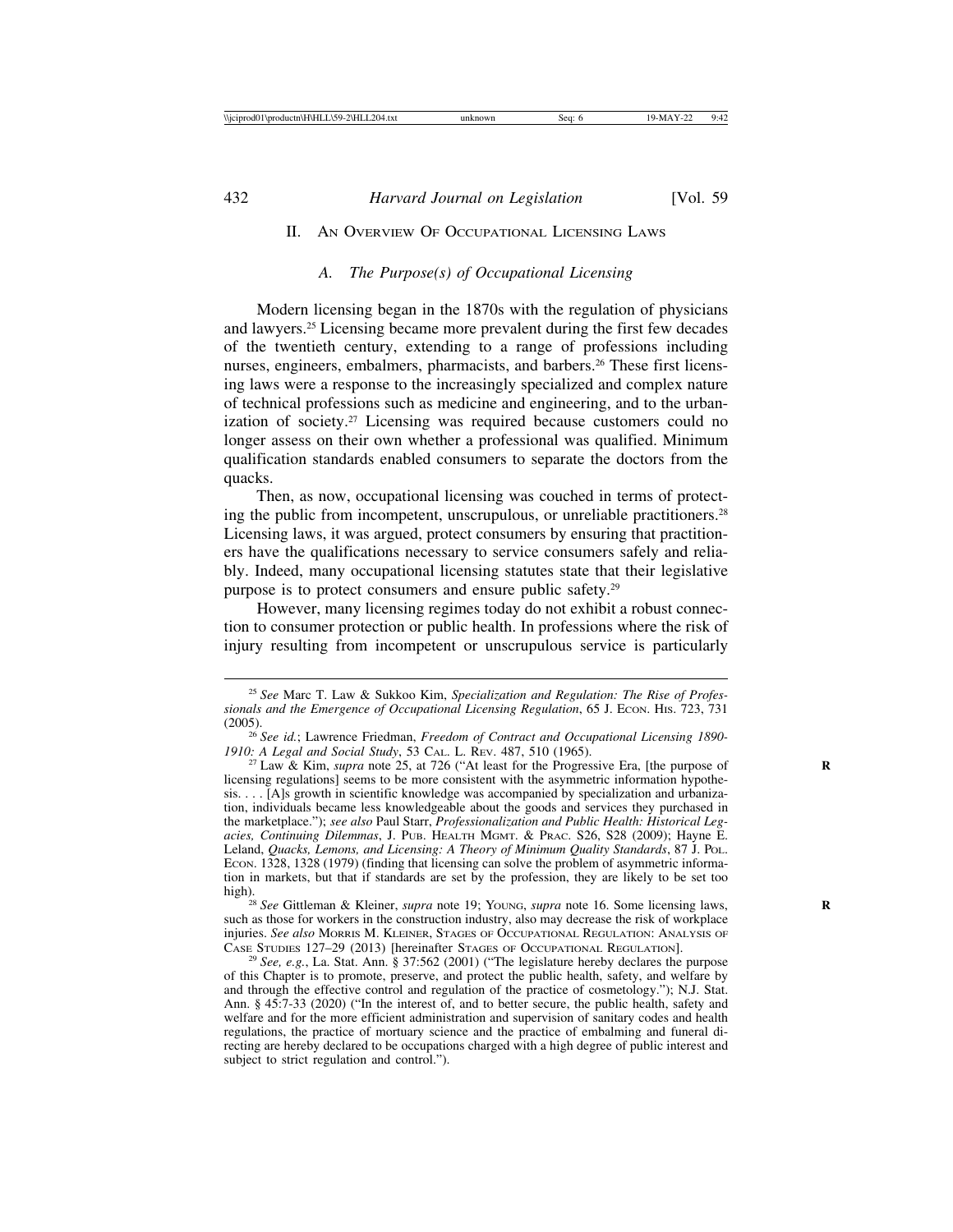## II. An Overview Of Occupational Licensing Laws

### A. The Purpose(s) of Occupational Licensing

Modern licensing began in the 1870s with the regulation of physicians and lawyers.[25] Licensing became more prevalent during the first few decades of the twentieth century, extending to a range of professions including nurses, engineers, embalmers, pharmacists, and barbers.[26] These first licensing laws were a response to the increasingly specialized and complex nature of technical professions such as medicine and engineering, and to the urbanization of society.[27] Licensing was required because customers could no longer assess on their own whether a professional was qualified. Minimum qualification standards enabled consumers to separate the doctors from the quacks.

Then, as now, occupational licensing was couched in terms of protecting the public from incompetent, unscrupulous, or unreliable practitioners.[28] Licensing laws, it was argued, protect consumers by ensuring that practitioners have the qualifications necessary to service consumers safely and reliably. Indeed, many occupational licensing statutes state that their legislative purpose is to protect consumers and ensure public safety.[29]

However, many licensing regimes today do not exhibit a robust connection to consumer protection or public health. In professions where the risk of injury resulting from incompetent or unscrupulous service is particularly

---

[25] *See* Marc T. Law & Sukkoo Kim, *Specialization and Regulation: The Rise of Professionals and the Emergence of Occupational Licensing Regulation*, 65 J. Econ. His. 723, 731 (2005).

[26] *See id.*; Lawrence Friedman, *Freedom of Contract and Occupational Licensing 1890-1910: A Legal and Social Study*, 53 Cal. L. Rev. 487, 510 (1965).

[27] Law & Kim, *supra* note 25, at 726 ("At least for the Progressive Era, [the purpose of licensing regulations] seems to be more consistent with the asymmetric information hypothesis. . . . [A]s growth in scientific knowledge was accompanied by specialization and urbanization, individuals became less knowledgeable about the goods and services they purchased in the marketplace."); *see also* Paul Starr, *Professionalization and Public Health: Historical Legacies, Continuing Dilemmas*, J. Pub. Health Mgmt. & Prac. S26, S28 (2009); Hayne E. Leland, *Quacks, Lemons, and Licensing: A Theory of Minimum Quality Standards*, 87 J. Pol. Econ. 1328, 1328 (1979) (finding that licensing can solve the problem of asymmetric information in markets, but that if standards are set by the profession, they are likely to be set too high).

[28] *See* Gittleman & Kleiner, *supra* note 19; Young, *supra* note 16. Some licensing laws, such as those for workers in the construction industry, also may decrease the risk of workplace injuries. *See also* Morris M. Kleiner, Stages of Occupational Regulation: Analysis of Case Studies 127–29 (2013) [hereinafter Stages of Occupational Regulation].

[29] *See, e.g.*, La. Stat. Ann. § 37:562 (2001) ("The legislature hereby declares the purpose of this Chapter is to promote, preserve, and protect the public health, safety, and welfare by and through the effective control and regulation of the practice of cosmetology."); N.J. Stat. Ann. § 45:7-33 (2020) ("In the interest of, and to better secure, the public health, safety and welfare and for the more efficient administration and supervision of sanitary codes and health regulations, the practice of mortuary science and the practice of embalming and funeral directing are hereby declared to be occupations charged with a high degree of public interest and subject to strict regulation and control.").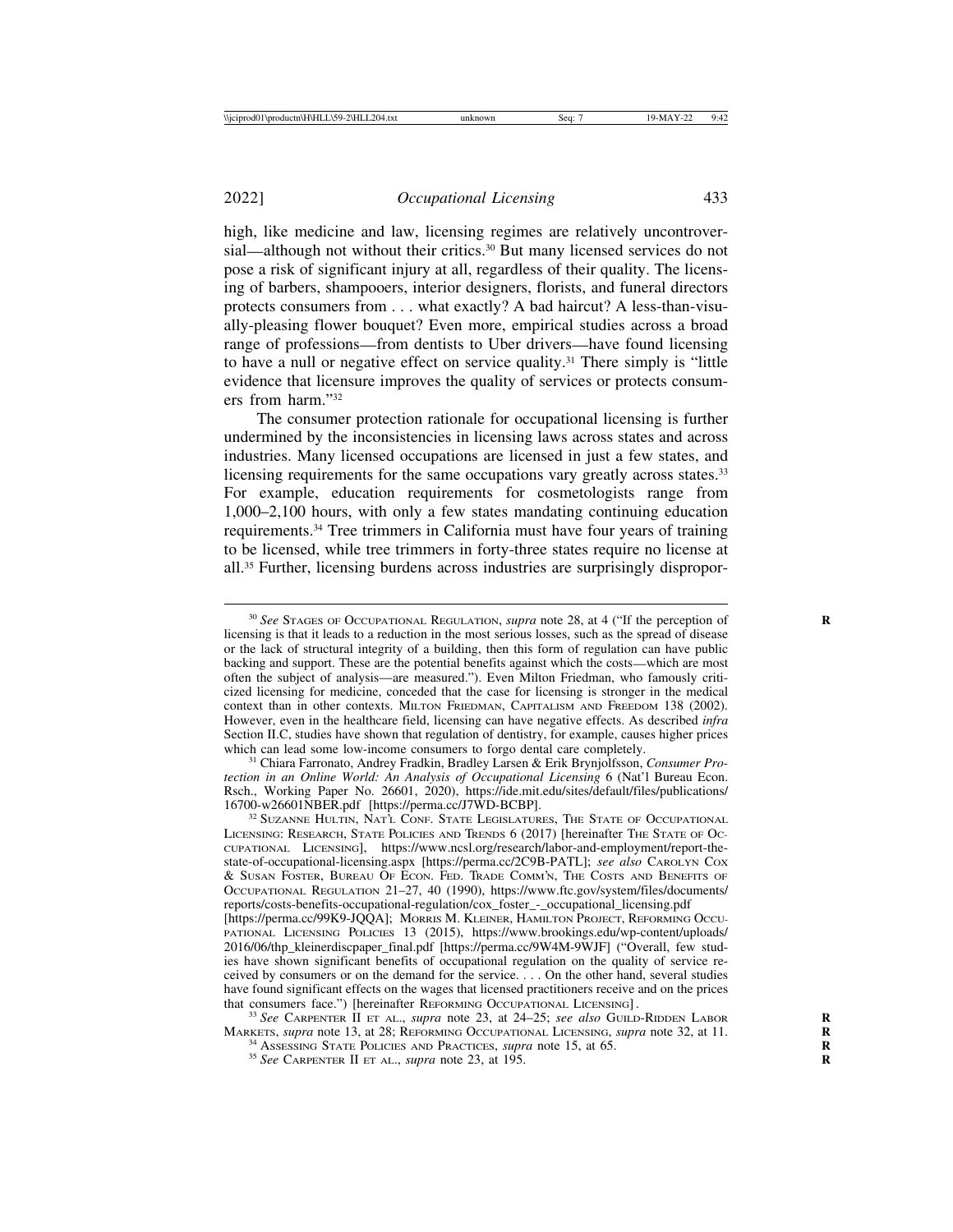high, like medicine and law, licensing regimes are relatively uncontroversial—although not without their critics.[30] But many licensed services do not pose a risk of significant injury at all, regardless of their quality. The licensing of barbers, shampooers, interior designers, florists, and funeral directors protects consumers from . . . what exactly? A bad haircut? A less-than-visually-pleasing flower bouquet? Even more, empirical studies across a broad range of professions—from dentists to Uber drivers—have found licensing to have a null or negative effect on service quality.[31] There simply is "little evidence that licensure improves the quality of services or protects consumers from harm."[32]

The consumer protection rationale for occupational licensing is further undermined by the inconsistencies in licensing laws across states and across industries. Many licensed occupations are licensed in just a few states, and licensing requirements for the same occupations vary greatly across states.[33] For example, education requirements for cosmetologists range from 1,000–2,100 hours, with only a few states mandating continuing education requirements.[34] Tree trimmers in California must have four years of training to be licensed, while tree trimmers in forty-three states require no license at all.[35] Further, licensing burdens across industries are surprisingly dispropor-

---

[30] *See* STAGES OF OCCUPATIONAL REGULATION, *supra* note 28, at 4 ("If the perception of licensing is that it leads to a reduction in the most serious losses, such as the spread of disease or the lack of structural integrity of a building, then this form of regulation can have public backing and support. These are the potential benefits against which the costs—which are most often the subject of analysis—are measured."). Even Milton Friedman, who famously criticized licensing for medicine, conceded that the case for licensing is stronger in the medical context than in other contexts. MILTON FRIEDMAN, CAPITALISM AND FREEDOM 138 (2002). However, even in the healthcare field, licensing can have negative effects. As described *infra* Section II.C, studies have shown that regulation of dentistry, for example, causes higher prices which can lead some low-income consumers to forgo dental care completely.

[31] Chiara Farronato, Andrey Fradkin, Bradley Larsen & Erik Brynjolfsson, *Consumer Protection in an Online World: An Analysis of Occupational Licensing* 6 (Nat'l Bureau Econ. Rsch., Working Paper No. 26601, 2020), https://ide.mit.edu/sites/default/files/publications/16700-w26601NBER.pdf [https://perma.cc/J7WD-BCBP].

[32] SUZANNE HULTIN, NAT'L CONF. STATE LEGISLATURES, THE STATE OF OCCUPATIONAL LICENSING: RESEARCH, STATE POLICIES AND TRENDS 6 (2017) [hereinafter THE STATE OF OCCUPATIONAL LICENSING], https://www.ncsl.org/research/labor-and-employment/report-the-state-of-occupational-licensing.aspx [https://perma.cc/2C9B-PATL]; *see also* CAROLYN COX & SUSAN FOSTER, BUREAU OF ECON. FED. TRADE COMM'N, THE COSTS AND BENEFITS OF OCCUPATIONAL REGULATION 21–27, 40 (1990), https://www.ftc.gov/system/files/documents/reports/costs-benefits-occupational-regulation/cox_foster_-_occupational_licensing.pdf [https://perma.cc/99K9-JQQA]; MORRIS M. KLEINER, HAMILTON PROJECT, REFORMING OCCUPATIONAL LICENSING POLICIES 13 (2015), https://www.brookings.edu/wp-content/uploads/2016/06/thp_kleinerdiscpaper_final.pdf [https://perma.cc/9W4M-9WJF] ("Overall, few studies have shown significant benefits of occupational regulation on the quality of service received by consumers or on the demand for the service. . . . On the other hand, several studies have found significant effects on the wages that licensed practitioners receive and on the prices that consumers face.") [hereinafter REFORMING OCCUPATIONAL LICENSING].

[33] *See* CARPENTER II ET AL., *supra* note 23, at 24–25; *see also* GUILD-RIDDEN LABOR MARKETS, *supra* note 13, at 28; REFORMING OCCUPATIONAL LICENSING, *supra* note 32, at 11.

[34] ASSESSING STATE POLICIES AND PRACTICES, *supra* note 15, at 65.

[35] *See* CARPENTER II ET AL., *supra* note 23, at 195.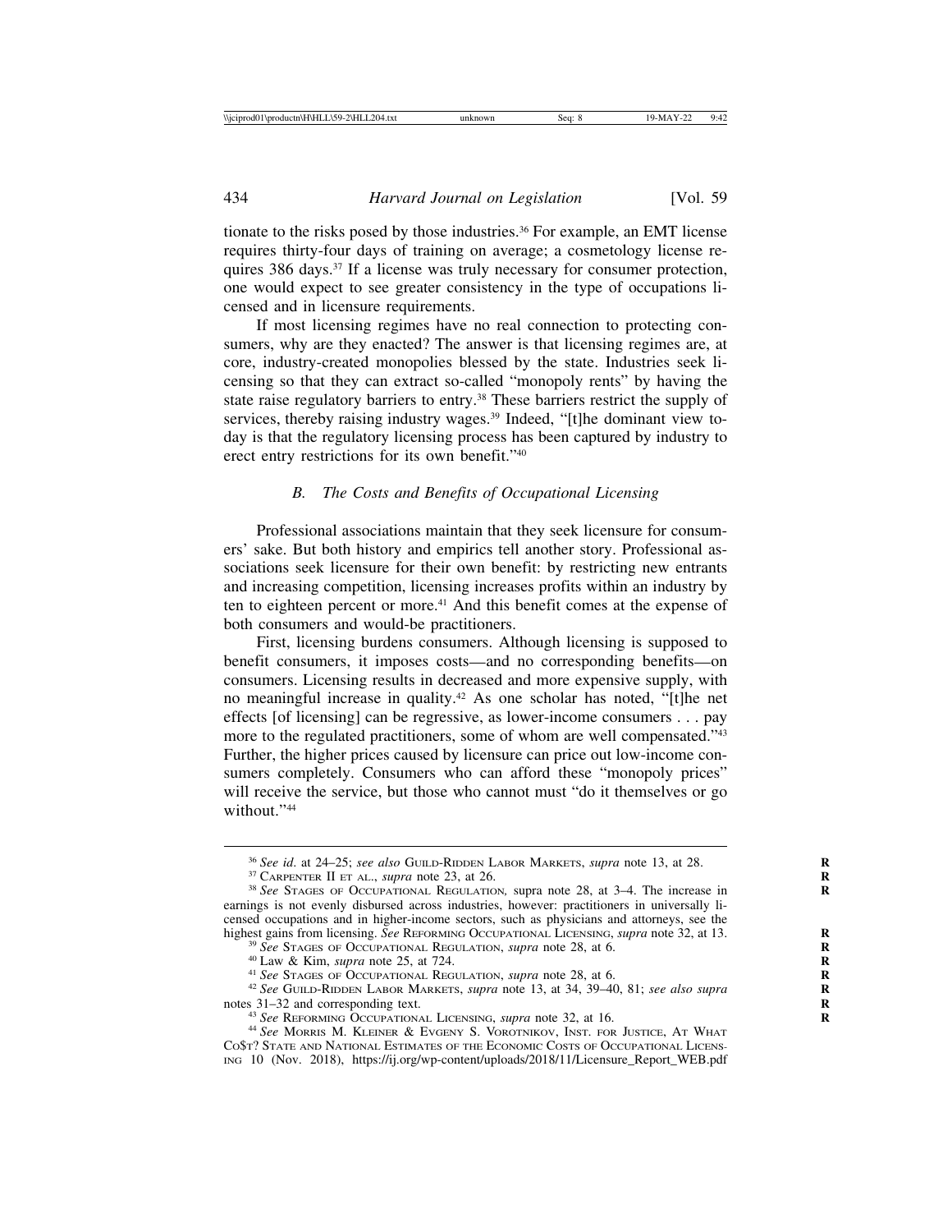tionate to the risks posed by those industries.[36] For example, an EMT license requires thirty-four days of training on average; a cosmetology license requires 386 days.[37] If a license was truly necessary for consumer protection, one would expect to see greater consistency in the type of occupations licensed and in licensure requirements.

If most licensing regimes have no real connection to protecting consumers, why are they enacted? The answer is that licensing regimes are, at core, industry-created monopolies blessed by the state. Industries seek licensing so that they can extract so-called "monopoly rents" by having the state raise regulatory barriers to entry.[38] These barriers restrict the supply of services, thereby raising industry wages.[39] Indeed, "[t]he dominant view today is that the regulatory licensing process has been captured by industry to erect entry restrictions for its own benefit."[40]

### *B. The Costs and Benefits of Occupational Licensing*

Professional associations maintain that they seek licensure for consumers' sake. But both history and empirics tell another story. Professional associations seek licensure for their own benefit: by restricting new entrants and increasing competition, licensing increases profits within an industry by ten to eighteen percent or more.[41] And this benefit comes at the expense of both consumers and would-be practitioners.

First, licensing burdens consumers. Although licensing is supposed to benefit consumers, it imposes costs—and no corresponding benefits—on consumers. Licensing results in decreased and more expensive supply, with no meaningful increase in quality.[42] As one scholar has noted, "[t]he net effects [of licensing] can be regressive, as lower-income consumers . . . pay more to the regulated practitioners, some of whom are well compensated."[43] Further, the higher prices caused by licensure can price out low-income consumers completely. Consumers who can afford these "monopoly prices" will receive the service, but those who cannot must "do it themselves or go without."[44]

---

[36] *See id*. at 24–25; *see also* Guild-Ridden Labor Markets, *supra* note 13, at 28.

[37] Carpenter II et al., *supra* note 23, at 26.

[38] *See* Stages of Occupational Regulation*,* supra note 28, at 3–4. The increase in earnings is not evenly disbursed across industries, however: practitioners in universally licensed occupations and in higher-income sectors, such as physicians and attorneys, see the highest gains from licensing. *See* Reforming Occupational Licensing, *supra* note 32, at 13.

[39] *See* Stages of Occupational Regulation, *supra* note 28, at 6.

[40] Law & Kim, *supra* note 25, at 724.

[41] *See* Stages of Occupational Regulation, *supra* note 28, at 6.

[42] *See* Guild-Ridden Labor Markets, *supra* note 13, at 34, 39–40, 81; *see also supra* notes 31–32 and corresponding text.

[43] *See* Reforming Occupational Licensing, *supra* note 32, at 16.

[44] *See* Morris M. Kleiner & Evgeny S. Vorotnikov, Inst. for Justice, At What Co$t? State and National Estimates of the Economic Costs of Occupational Licensing 10 (Nov. 2018), https://ij.org/wp-content/uploads/2018/11/Licensure_Report_WEB.pdf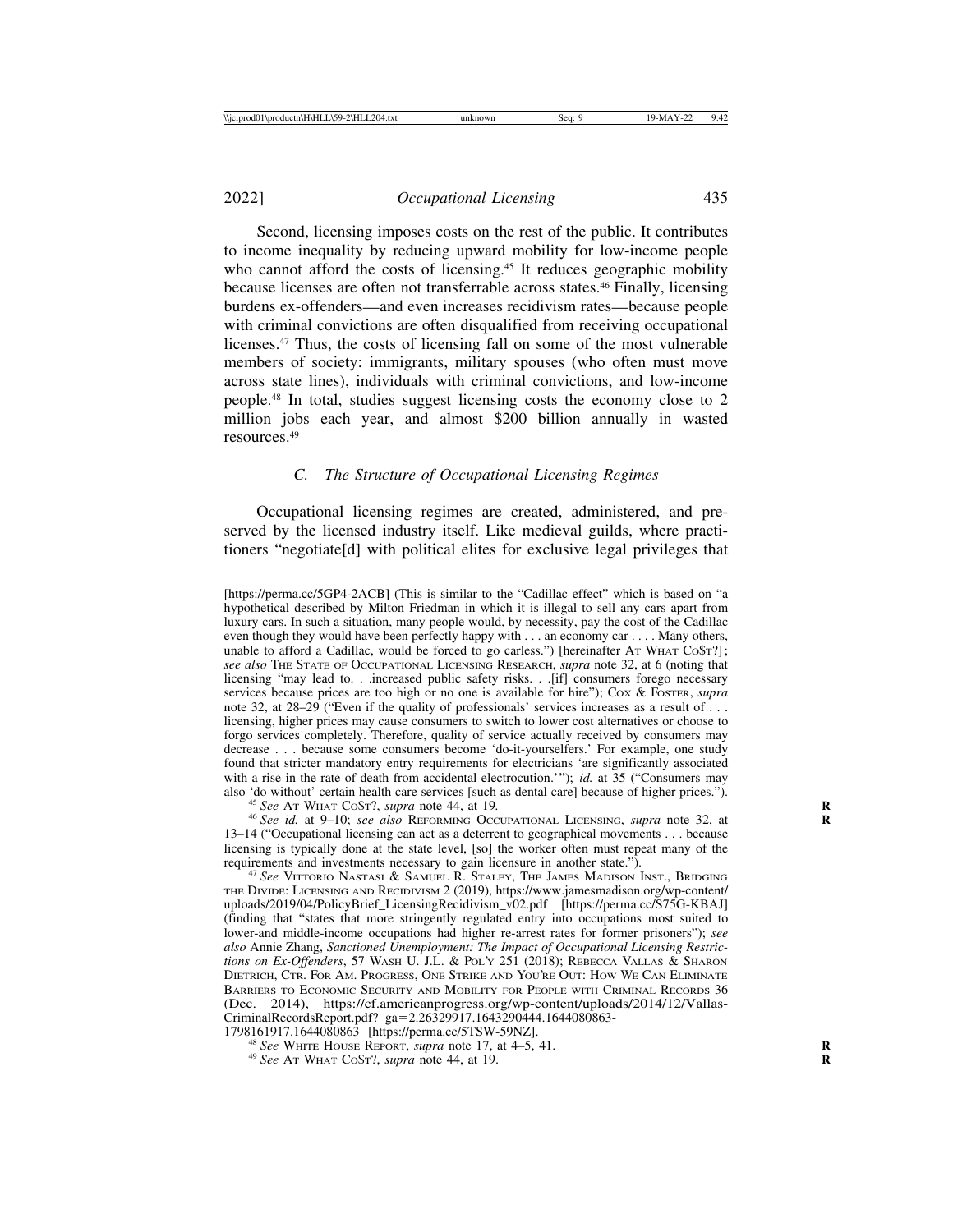Second, licensing imposes costs on the rest of the public. It contributes to income inequality by reducing upward mobility for low-income people who cannot afford the costs of licensing.[45] It reduces geographic mobility because licenses are often not transferrable across states.[46] Finally, licensing burdens ex-offenders—and even increases recidivism rates—because people with criminal convictions are often disqualified from receiving occupational licenses.[47] Thus, the costs of licensing fall on some of the most vulnerable members of society: immigrants, military spouses (who often must move across state lines), individuals with criminal convictions, and low-income people.[48] In total, studies suggest licensing costs the economy close to 2 million jobs each year, and almost $200 billion annually in wasted resources.[49]

### *C. The Structure of Occupational Licensing Regimes*

Occupational licensing regimes are created, administered, and preserved by the licensed industry itself. Like medieval guilds, where practitioners "negotiate[d] with political elites for exclusive legal privileges that

---

[https://perma.cc/5GP4-2ACB] (This is similar to the "Cadillac effect" which is based on "a hypothetical described by Milton Friedman in which it is illegal to sell any cars apart from luxury cars. In such a situation, many people would, by necessity, pay the cost of the Cadillac even though they would have been perfectly happy with . . . an economy car . . . . Many others, unable to afford a Cadillac, would be forced to go carless.") [hereinafter AT WHAT CO$T?]; *see also* THE STATE OF OCCUPATIONAL LICENSING RESEARCH, *supra* note 32, at 6 (noting that licensing "may lead to. . .increased public safety risks. . .[if] consumers forego necessary services because prices are too high or no one is available for hire"); COX & FOSTER, *supra* note 32, at 28–29 ("Even if the quality of professionals' services increases as a result of . . . licensing, higher prices may cause consumers to switch to lower cost alternatives or choose to forgo services completely. Therefore, quality of service actually received by consumers may decrease . . . because some consumers become 'do-it-yourselfers.' For example, one study found that stricter mandatory entry requirements for electricians 'are significantly associated with a rise in the rate of death from accidental electrocution.'"); *id.* at 35 ("Consumers may also 'do without' certain health care services [such as dental care] because of higher prices.").

[45] *See* AT WHAT CO$T?, *supra* note 44, at 19.

[46] *See id.* at 9–10; *see also* REFORMING OCCUPATIONAL LICENSING, *supra* note 32, at 13–14 ("Occupational licensing can act as a deterrent to geographical movements . . . because licensing is typically done at the state level, [so] the worker often must repeat many of the requirements and investments necessary to gain licensure in another state.").

[47] *See* VITTORIO NASTASI & SAMUEL R. STALEY, THE JAMES MADISON INST., BRIDGING THE DIVIDE: LICENSING AND RECIDIVISM 2 (2019), https://www.jamesmadison.org/wp-content/uploads/2019/04/PolicyBrief_LicensingRecidivism_v02.pdf [https://perma.cc/S75G-KBAJ] (finding that "states that more stringently regulated entry into occupations most suited to lower-and middle-income occupations had higher re-arrest rates for former prisoners"); *see also* Annie Zhang, *Sanctioned Unemployment: The Impact of Occupational Licensing Restrictions on Ex-Offenders*, 57 WASH U. J.L. & POL'Y 251 (2018); REBECCA VALLAS & SHARON DIETRICH, CTR. FOR AM. PROGRESS, ONE STRIKE AND YOU'RE OUT: HOW WE CAN ELIMINATE BARRIERS TO ECONOMIC SECURITY AND MOBILITY FOR PEOPLE WITH CRIMINAL RECORDS 36 (Dec. 2014), https://cf.americanprogress.org/wp-content/uploads/2014/12/Vallas-CriminalRecordsReport.pdf?_ga=2.26329917.1643290444.1644080863-1798161917.1644080863 [https://perma.cc/5TSW-59NZ].

[48] *See* WHITE HOUSE REPORT, *supra* note 17, at 4–5, 41.

[49] *See* AT WHAT CO$T?, *supra* note 44, at 19.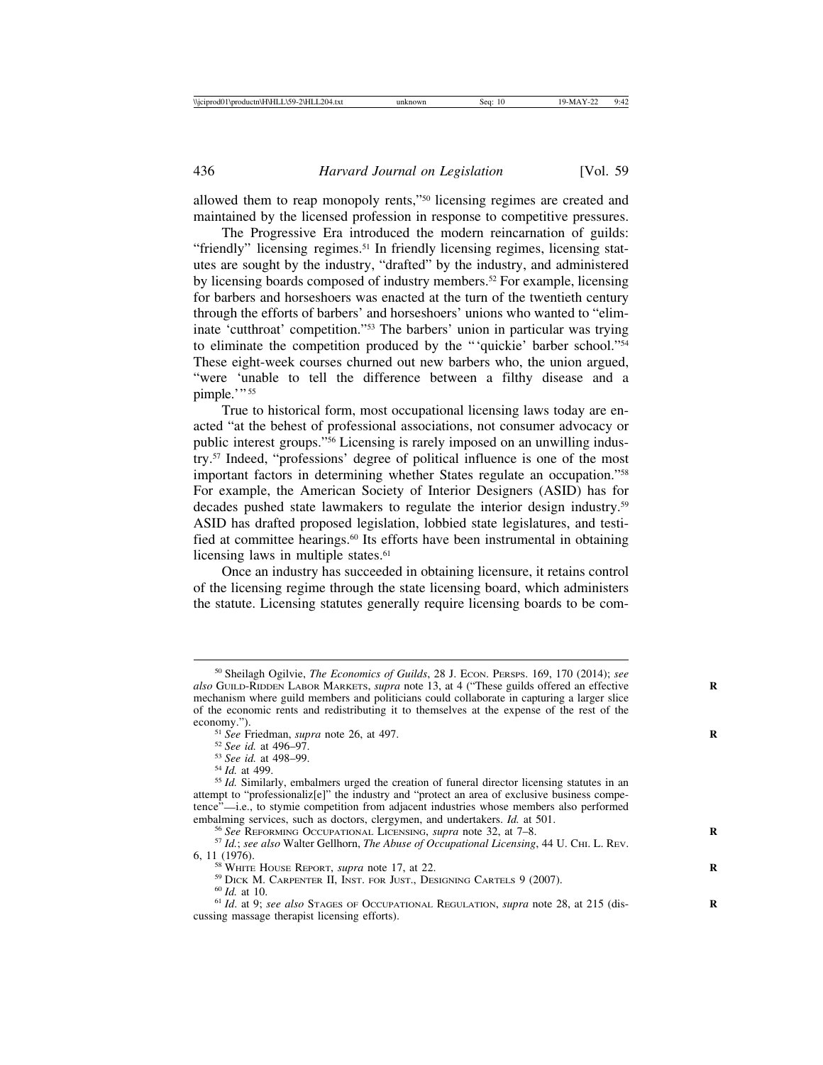allowed them to reap monopoly rents,"[50] licensing regimes are created and maintained by the licensed profession in response to competitive pressures.

The Progressive Era introduced the modern reincarnation of guilds: "friendly" licensing regimes.[51] In friendly licensing regimes, licensing statutes are sought by the industry, "drafted" by the industry, and administered by licensing boards composed of industry members.[52] For example, licensing for barbers and horseshoers was enacted at the turn of the twentieth century through the efforts of barbers' and horseshoers' unions who wanted to "eliminate 'cutthroat' competition."[53] The barbers' union in particular was trying to eliminate the competition produced by the "'quickie' barber school."[54] These eight-week courses churned out new barbers who, the union argued, "were 'unable to tell the difference between a filthy disease and a pimple.'"[55]

True to historical form, most occupational licensing laws today are enacted "at the behest of professional associations, not consumer advocacy or public interest groups."[56] Licensing is rarely imposed on an unwilling industry.[57] Indeed, "professions' degree of political influence is one of the most important factors in determining whether States regulate an occupation."[58] For example, the American Society of Interior Designers (ASID) has for decades pushed state lawmakers to regulate the interior design industry.[59] ASID has drafted proposed legislation, lobbied state legislatures, and testified at committee hearings.[60] Its efforts have been instrumental in obtaining licensing laws in multiple states.[61]

Once an industry has succeeded in obtaining licensure, it retains control of the licensing regime through the state licensing board, which administers the statute. Licensing statutes generally require licensing boards to be com-

---

[50] Sheilagh Ogilvie, *The Economics of Guilds*, 28 J. ECON. PERSPS. 169, 170 (2014); *see also* GUILD-RIDDEN LABOR MARKETS, *supra* note 13, at 4 ("These guilds offered an effective mechanism where guild members and politicians could collaborate in capturing a larger slice of the economic rents and redistributing it to themselves at the expense of the rest of the economy.").

[51] *See* Friedman, *supra* note 26, at 497.

[52] *See id.* at 496–97.

[53] *See id.* at 498–99.

[54] *Id.* at 499.

[55] *Id.* Similarly, embalmers urged the creation of funeral director licensing statutes in an attempt to "professionaliz[e]" the industry and "protect an area of exclusive business competence"—i.e., to stymie competition from adjacent industries whose members also performed embalming services, such as doctors, clergymen, and undertakers. *Id.* at 501.

[56] *See* REFORMING OCCUPATIONAL LICENSING, *supra* note 32, at 7–8.

[57] *Id.*; *see also* Walter Gellhorn, *The Abuse of Occupational Licensing*, 44 U. CHI. L. REV. 6, 11 (1976).

[58] WHITE HOUSE REPORT, *supra* note 17, at 22.

[59] DICK M. CARPENTER II, INST. FOR JUST., DESIGNING CARTELS 9 (2007).

[60] *Id.* at 10.

[61] *Id.* at 9; *see also* STAGES OF OCCUPATIONAL REGULATION, *supra* note 28, at 215 (discussing massage therapist licensing efforts).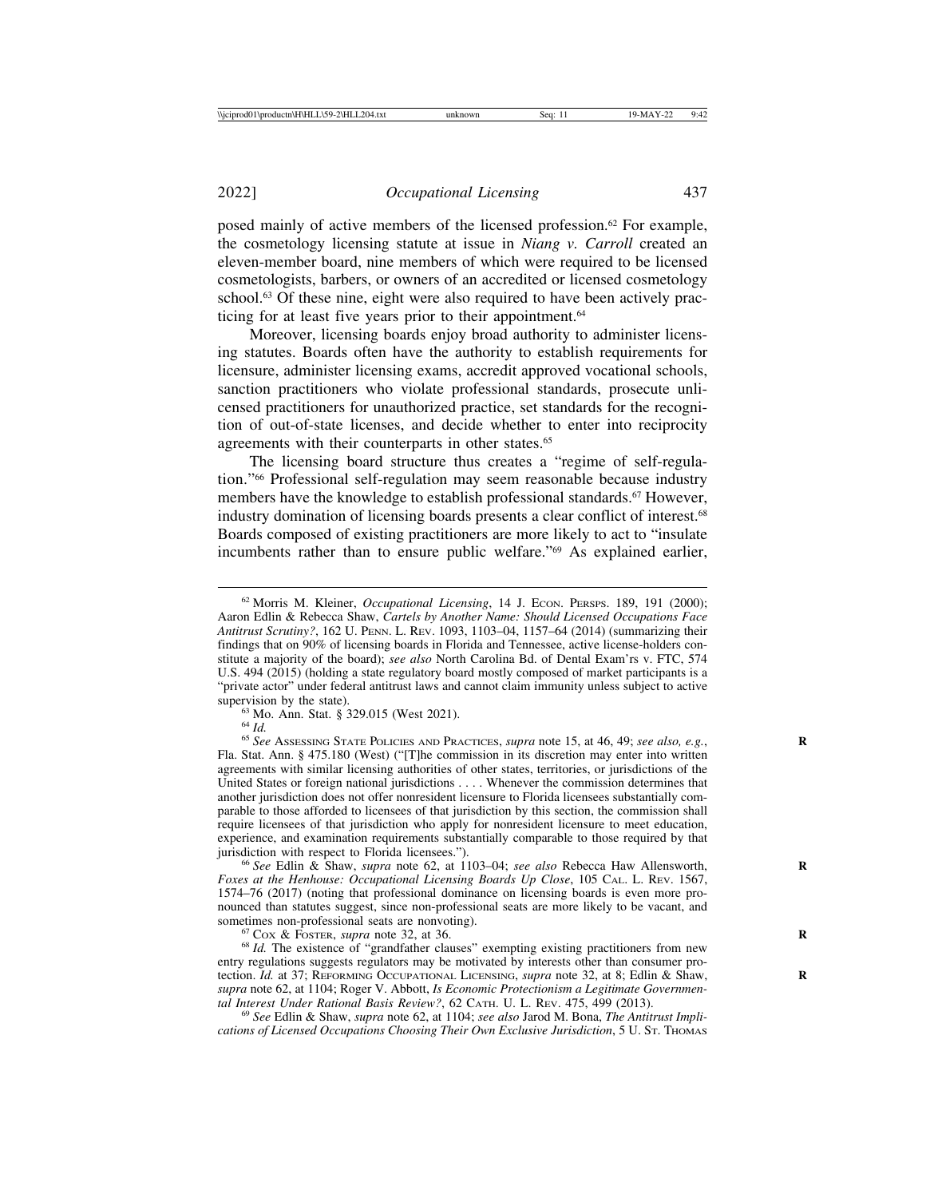posed mainly of active members of the licensed profession.[62] For example, the cosmetology licensing statute at issue in *Niang v. Carroll* created an eleven-member board, nine members of which were required to be licensed cosmetologists, barbers, or owners of an accredited or licensed cosmetology school.[63] Of these nine, eight were also required to have been actively practicing for at least five years prior to their appointment.[64]

Moreover, licensing boards enjoy broad authority to administer licensing statutes. Boards often have the authority to establish requirements for licensure, administer licensing exams, accredit approved vocational schools, sanction practitioners who violate professional standards, prosecute unlicensed practitioners for unauthorized practice, set standards for the recognition of out-of-state licenses, and decide whether to enter into reciprocity agreements with their counterparts in other states.[65]

The licensing board structure thus creates a "regime of self-regulation."[66] Professional self-regulation may seem reasonable because industry members have the knowledge to establish professional standards.[67] However, industry domination of licensing boards presents a clear conflict of interest.[68] Boards composed of existing practitioners are more likely to act to "insulate incumbents rather than to ensure public welfare."[69] As explained earlier,

---

[62] Morris M. Kleiner, *Occupational Licensing*, 14 J. ECON. PERSPS. 189, 191 (2000); Aaron Edlin & Rebecca Shaw, *Cartels by Another Name: Should Licensed Occupations Face Antitrust Scrutiny?*, 162 U. PENN. L. REV. 1093, 1103–04, 1157–64 (2014) (summarizing their findings that on 90% of licensing boards in Florida and Tennessee, active license-holders constitute a majority of the board); *see also* North Carolina Bd. of Dental Exam'rs v. FTC, 574 U.S. 494 (2015) (holding a state regulatory board mostly composed of market participants is a "private actor" under federal antitrust laws and cannot claim immunity unless subject to active supervision by the state).

[63] Mo. Ann. Stat. § 329.015 (West 2021).

[64] *Id.*

[65] *See* ASSESSING STATE POLICIES AND PRACTICES, *supra* note 15, at 46, 49; *see also, e.g.*, Fla. Stat. Ann. § 475.180 (West) ("[T]he commission in its discretion may enter into written agreements with similar licensing authorities of other states, territories, or jurisdictions of the United States or foreign national jurisdictions . . . . Whenever the commission determines that another jurisdiction does not offer nonresident licensure to Florida licensees substantially comparable to those afforded to licensees of that jurisdiction by this section, the commission shall require licensees of that jurisdiction who apply for nonresident licensure to meet education, experience, and examination requirements substantially comparable to those required by that jurisdiction with respect to Florida licensees.").

[66] *See* Edlin & Shaw, *supra* note 62, at 1103–04; *see also* Rebecca Haw Allensworth, *Foxes at the Henhouse: Occupational Licensing Boards Up Close*, 105 CAL. L. REV. 1567, 1574–76 (2017) (noting that professional dominance on licensing boards is even more pronounced than statutes suggest, since non-professional seats are more likely to be vacant, and sometimes non-professional seats are nonvoting).

[67] COX & FOSTER, *supra* note 32, at 36.

[68] *Id.* The existence of "grandfather clauses" exempting existing practitioners from new entry regulations suggests regulators may be motivated by interests other than consumer protection. *Id.* at 37; REFORMING OCCUPATIONAL LICENSING, *supra* note 32, at 8; Edlin & Shaw, *supra* note 62, at 1104; Roger V. Abbott, *Is Economic Protectionism a Legitimate Governmental Interest Under Rational Basis Review?*, 62 CATH. U. L. REV. 475, 499 (2013).

[69] *See* Edlin & Shaw, *supra* note 62, at 1104; *see also* Jarod M. Bona, *The Antitrust Implications of Licensed Occupations Choosing Their Own Exclusive Jurisdiction*, 5 U. ST. THOMAS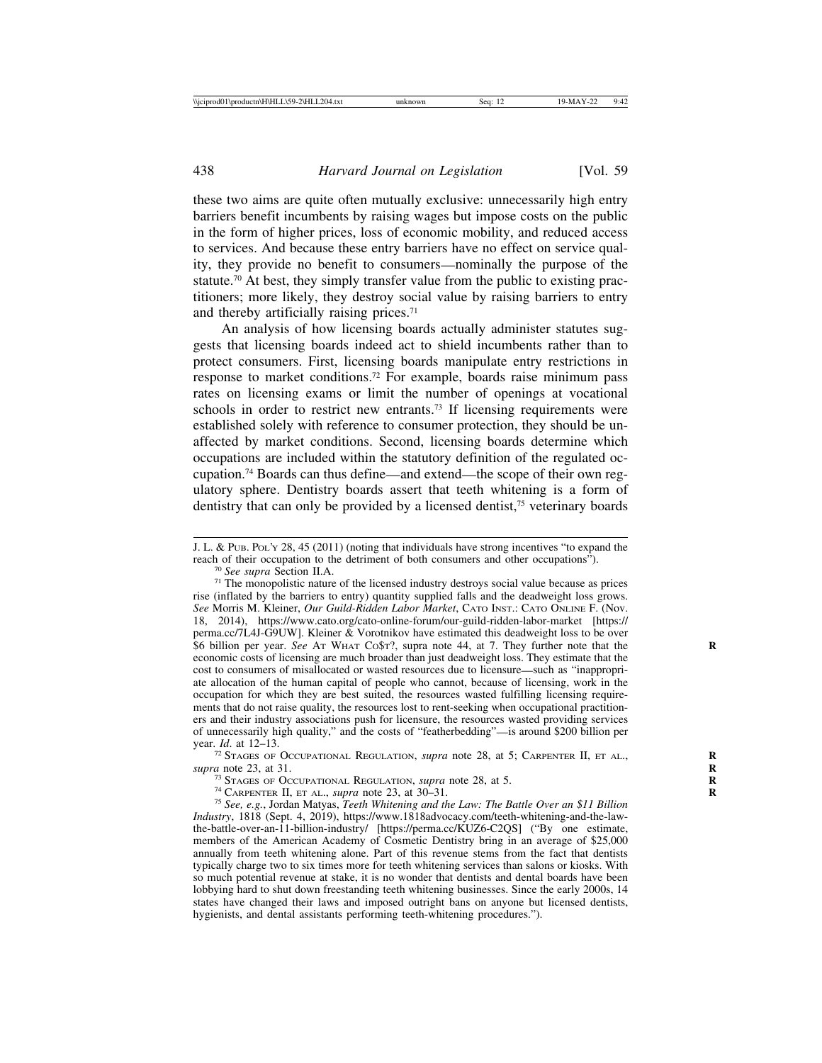these two aims are quite often mutually exclusive: unnecessarily high entry barriers benefit incumbents by raising wages but impose costs on the public in the form of higher prices, loss of economic mobility, and reduced access to services. And because these entry barriers have no effect on service quality, they provide no benefit to consumers—nominally the purpose of the statute.[70] At best, they simply transfer value from the public to existing practitioners; more likely, they destroy social value by raising barriers to entry and thereby artificially raising prices.[71]

An analysis of how licensing boards actually administer statutes suggests that licensing boards indeed act to shield incumbents rather than to protect consumers. First, licensing boards manipulate entry restrictions in response to market conditions.[72] For example, boards raise minimum pass rates on licensing exams or limit the number of openings at vocational schools in order to restrict new entrants.[73] If licensing requirements were established solely with reference to consumer protection, they should be unaffected by market conditions. Second, licensing boards determine which occupations are included within the statutory definition of the regulated occupation.[74] Boards can thus define—and extend—the scope of their own regulatory sphere. Dentistry boards assert that teeth whitening is a form of dentistry that can only be provided by a licensed dentist,[75] veterinary boards

---

J. L. & Pub. Pol'y 28, 45 (2011) (noting that individuals have strong incentives "to expand the reach of their occupation to the detriment of both consumers and other occupations").

[70] *See supra* Section II.A.

[71] The monopolistic nature of the licensed industry destroys social value because as prices rise (inflated by the barriers to entry) quantity supplied falls and the deadweight loss grows. *See* Morris M. Kleiner, *Our Guild-Ridden Labor Market*, Cato Inst.: Cato Online F. (Nov. 18, 2014), https://www.cato.org/cato-online-forum/our-guild-ridden-labor-market [https://perma.cc/7L4J-G9UW]. Kleiner & Vorotnikov have estimated this deadweight loss to be over $6 billion per year. *See* At What Co$t?, supra note 44, at 7. They further note that the economic costs of licensing are much broader than just deadweight loss. They estimate that the cost to consumers of misallocated or wasted resources due to licensure—such as "inappropriate allocation of the human capital of people who cannot, because of licensing, work in the occupation for which they are best suited, the resources wasted fulfilling licensing requirements that do not raise quality, the resources lost to rent-seeking when occupational practitioners and their industry associations push for licensure, the resources wasted providing services of unnecessarily high quality," and the costs of "featherbedding"—is around $200 billion per year. *Id*. at 12–13.

[72] Stages of Occupational Regulation, *supra* note 28, at 5; Carpenter II, et al., *supra* note 23, at 31.

[73] Stages of Occupational Regulation, *supra* note 28, at 5.

[74] Carpenter II, et al., *supra* note 23, at 30–31.

[75] *See, e.g.*, Jordan Matyas, *Teeth Whitening and the Law: The Battle Over an $11 Billion Industry*, 1818 (Sept. 4, 2019), https://www.1818advocacy.com/teeth-whitening-and-the-law-the-battle-over-an-11-billion-industry/ [https://perma.cc/KUZ6-C2QS] ("By one estimate, members of the American Academy of Cosmetic Dentistry bring in an average of $25,000 annually from teeth whitening alone. Part of this revenue stems from the fact that dentists typically charge two to six times more for teeth whitening services than salons or kiosks. With so much potential revenue at stake, it is no wonder that dentists and dental boards have been lobbying hard to shut down freestanding teeth whitening businesses. Since the early 2000s, 14 states have changed their laws and imposed outright bans on anyone but licensed dentists, hygienists, and dental assistants performing teeth-whitening procedures.").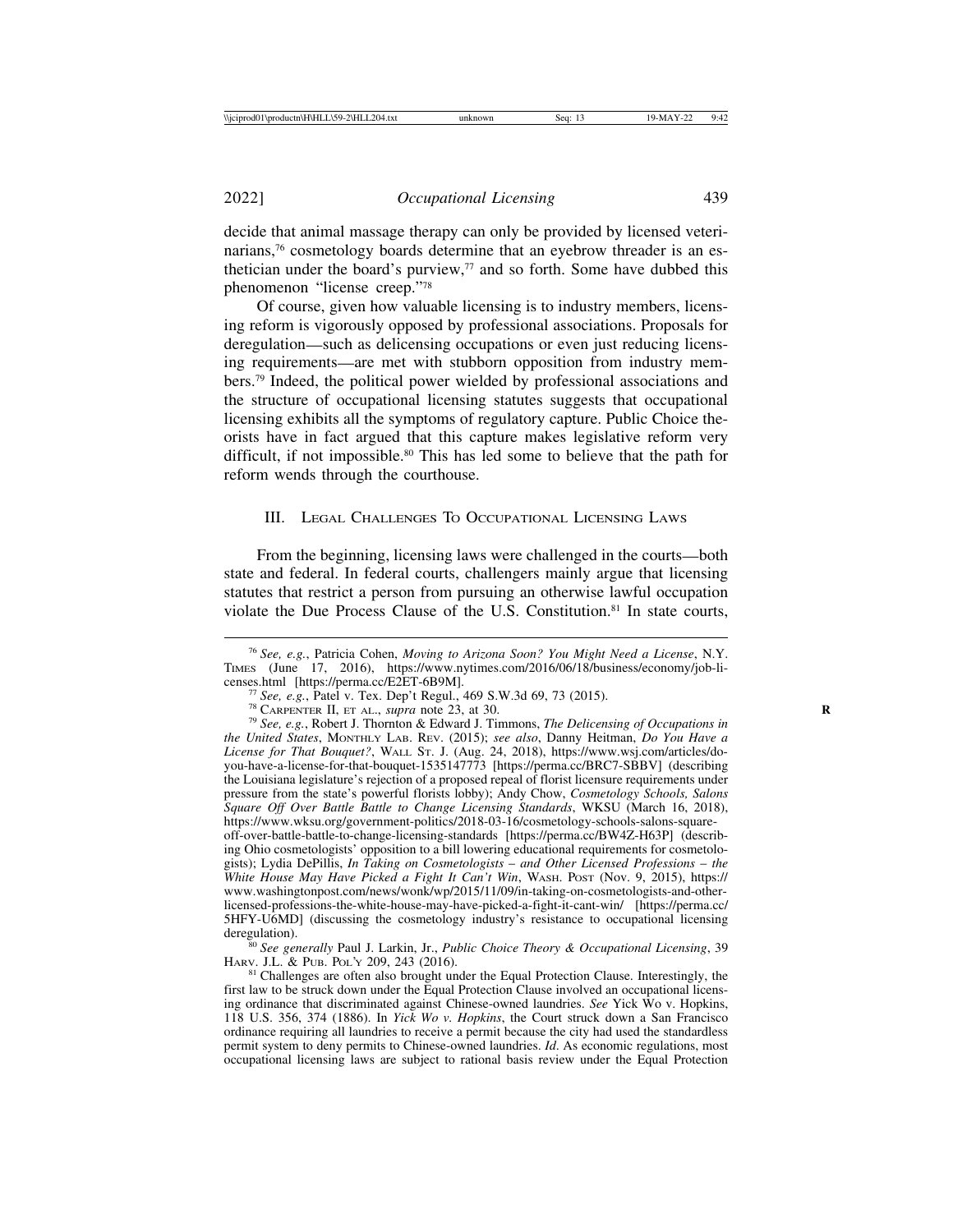decide that animal massage therapy can only be provided by licensed veterinarians,[76] cosmetology boards determine that an eyebrow threader is an esthetician under the board's purview,[77] and so forth. Some have dubbed this phenomenon "license creep."[78]

Of course, given how valuable licensing is to industry members, licensing reform is vigorously opposed by professional associations. Proposals for deregulation—such as delicensing occupations or even just reducing licensing requirements—are met with stubborn opposition from industry members.[79] Indeed, the political power wielded by professional associations and the structure of occupational licensing statutes suggests that occupational licensing exhibits all the symptoms of regulatory capture. Public Choice theorists have in fact argued that this capture makes legislative reform very difficult, if not impossible.[80] This has led some to believe that the path for reform wends through the courthouse.

## III. Legal Challenges To Occupational Licensing Laws

From the beginning, licensing laws were challenged in the courts—both state and federal. In federal courts, challengers mainly argue that licensing statutes that restrict a person from pursuing an otherwise lawful occupation violate the Due Process Clause of the U.S. Constitution.[81] In state courts,

---

[76] *See, e.g.*, Patricia Cohen, *Moving to Arizona Soon? You Might Need a License*, N.Y. Times (June 17, 2016), https://www.nytimes.com/2016/06/18/business/economy/job-licenses.html [https://perma.cc/E2ET-6B9M].

[77] *See, e.g.*, Patel v. Tex. Dep't Regul., 469 S.W.3d 69, 73 (2015).

[78] Carpenter II, et al., *supra* note 23, at 30.

[79] *See, e.g.*, Robert J. Thornton & Edward J. Timmons, *The Delicensing of Occupations in the United States*, Monthly Lab. Rev. (2015); *see also*, Danny Heitman, *Do You Have a License for That Bouquet?*, Wall St. J. (Aug. 24, 2018), https://www.wsj.com/articles/do-you-have-a-license-for-that-bouquet-1535147773 [https://perma.cc/BRC7-SBBV] (describing the Louisiana legislature's rejection of a proposed repeal of florist licensure requirements under pressure from the state's powerful florists lobby); Andy Chow, *Cosmetology Schools, Salons Square Off Over Battle Battle to Change Licensing Standards*, WKSU (March 16, 2018), https://www.wksu.org/government-politics/2018-03-16/cosmetology-schools-salons-square-off-over-battle-battle-to-change-licensing-standards [https://perma.cc/BW4Z-H63P] (describing Ohio cosmetologists' opposition to a bill lowering educational requirements for cosmetologists); Lydia DePillis, *In Taking on Cosmetologists – and Other Licensed Professions – the White House May Have Picked a Fight It Can't Win*, Wash. Post (Nov. 9, 2015), https://www.washingtonpost.com/news/wonk/wp/2015/11/09/in-taking-on-cosmetologists-and-other-licensed-professions-the-white-house-may-have-picked-a-fight-it-cant-win/ [https://perma.cc/5HFY-U6MD] (discussing the cosmetology industry's resistance to occupational licensing deregulation).

[80] *See generally* Paul J. Larkin, Jr., *Public Choice Theory & Occupational Licensing*, 39 Harv. J.L. & Pub. Pol'y 209, 243 (2016).

[81] Challenges are often also brought under the Equal Protection Clause. Interestingly, the first law to be struck down under the Equal Protection Clause involved an occupational licensing ordinance that discriminated against Chinese-owned laundries. *See* Yick Wo v. Hopkins, 118 U.S. 356, 374 (1886). In *Yick Wo v. Hopkins*, the Court struck down a San Francisco ordinance requiring all laundries to receive a permit because the city had used the standardless permit system to deny permits to Chinese-owned laundries. *Id*. As economic regulations, most occupational licensing laws are subject to rational basis review under the Equal Protection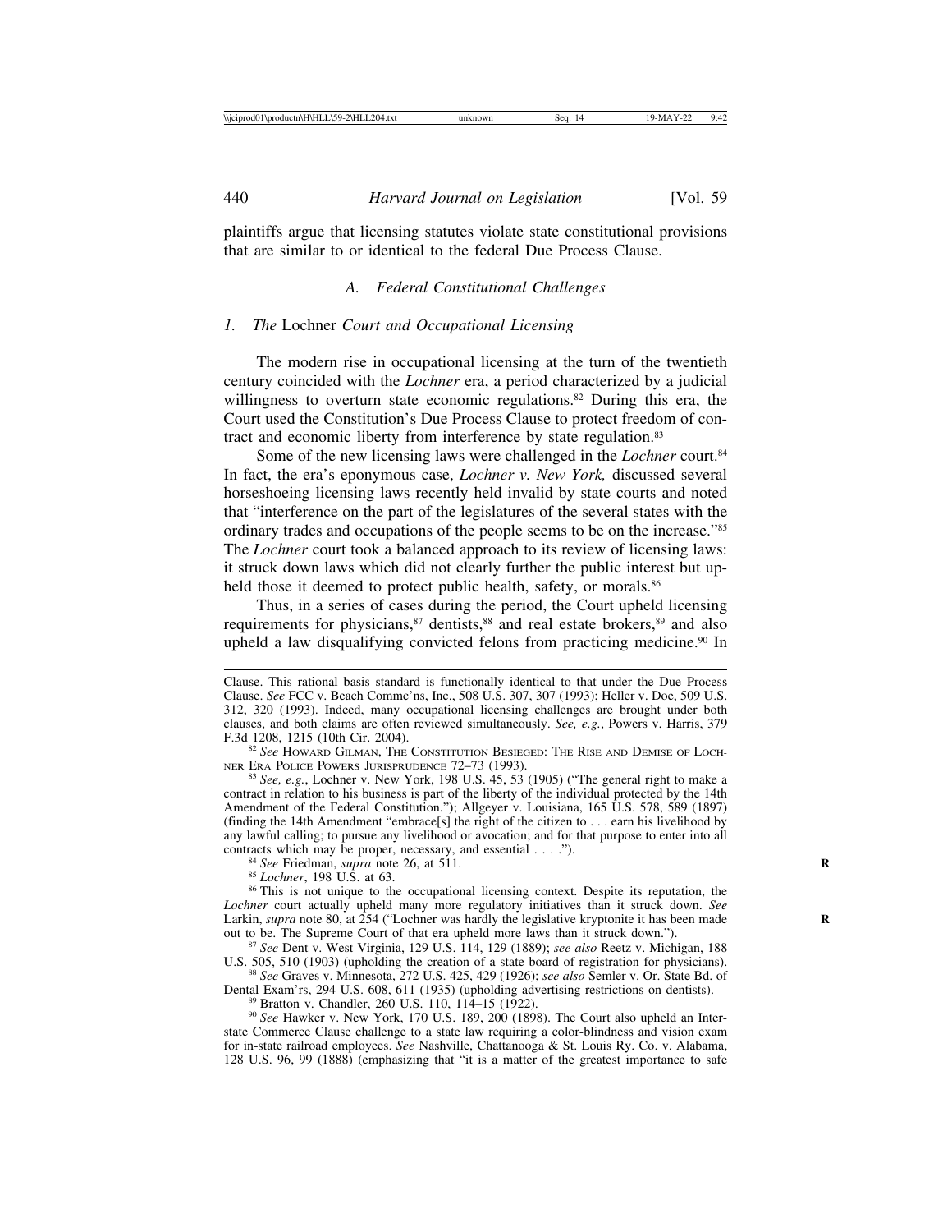plaintiffs argue that licensing statutes violate state constitutional provisions that are similar to or identical to the federal Due Process Clause.

### A. Federal Constitutional Challenges

#### 1. The *Lochner* Court and Occupational Licensing

The modern rise in occupational licensing at the turn of the twentieth century coincided with the *Lochner* era, a period characterized by a judicial willingness to overturn state economic regulations.[82] During this era, the Court used the Constitution's Due Process Clause to protect freedom of contract and economic liberty from interference by state regulation.[83]

Some of the new licensing laws were challenged in the *Lochner* court.[84] In fact, the era's eponymous case, *Lochner v. New York,* discussed several horseshoeing licensing laws recently held invalid by state courts and noted that "interference on the part of the legislatures of the several states with the ordinary trades and occupations of the people seems to be on the increase."[85] The *Lochner* court took a balanced approach to its review of licensing laws: it struck down laws which did not clearly further the public interest but upheld those it deemed to protect public health, safety, or morals.[86]

Thus, in a series of cases during the period, the Court upheld licensing requirements for physicians,[87] dentists,[88] and real estate brokers,[89] and also upheld a law disqualifying convicted felons from practicing medicine.[90] In

---

Clause. This rational basis standard is functionally identical to that under the Due Process Clause. *See* FCC v. Beach Commc'ns, Inc., 508 U.S. 307, 307 (1993); Heller v. Doe, 509 U.S. 312, 320 (1993). Indeed, many occupational licensing challenges are brought under both clauses, and both claims are often reviewed simultaneously. *See, e.g.*, Powers v. Harris, 379 F.3d 1208, 1215 (10th Cir. 2004).

[82] *See* HOWARD GILMAN, THE CONSTITUTION BESIEGED: THE RISE AND DEMISE OF LOCHNER ERA POLICE POWERS JURISPRUDENCE 72–73 (1993).

[83] *See, e.g.*, Lochner v. New York, 198 U.S. 45, 53 (1905) ("The general right to make a contract in relation to his business is part of the liberty of the individual protected by the 14th Amendment of the Federal Constitution."); Allgeyer v. Louisiana, 165 U.S. 578, 589 (1897) (finding the 14th Amendment "embrace[s] the right of the citizen to . . . earn his livelihood by any lawful calling; to pursue any livelihood or avocation; and for that purpose to enter into all contracts which may be proper, necessary, and essential . . . .").

[84] *See* Friedman, *supra* note 26, at 511.

[85] *Lochner*, 198 U.S. at 63.

[86] This is not unique to the occupational licensing context. Despite its reputation, the *Lochner* court actually upheld many more regulatory initiatives than it struck down. *See* Larkin, *supra* note 80, at 254 ("Lochner was hardly the legislative kryptonite it has been made out to be. The Supreme Court of that era upheld more laws than it struck down.").

[87] *See* Dent v. West Virginia, 129 U.S. 114, 129 (1889); *see also* Reetz v. Michigan, 188 U.S. 505, 510 (1903) (upholding the creation of a state board of registration for physicians).

[88] *See* Graves v. Minnesota, 272 U.S. 425, 429 (1926); *see also* Semler v. Or. State Bd. of Dental Exam'rs, 294 U.S. 608, 611 (1935) (upholding advertising restrictions on dentists).

[89] Bratton v. Chandler, 260 U.S. 110, 114–15 (1922).

[90] *See* Hawker v. New York, 170 U.S. 189, 200 (1898). The Court also upheld an Interstate Commerce Clause challenge to a state law requiring a color-blindness and vision exam for in-state railroad employees. *See* Nashville, Chattanooga & St. Louis Ry. Co. v. Alabama, 128 U.S. 96, 99 (1888) (emphasizing that "it is a matter of the greatest importance to safe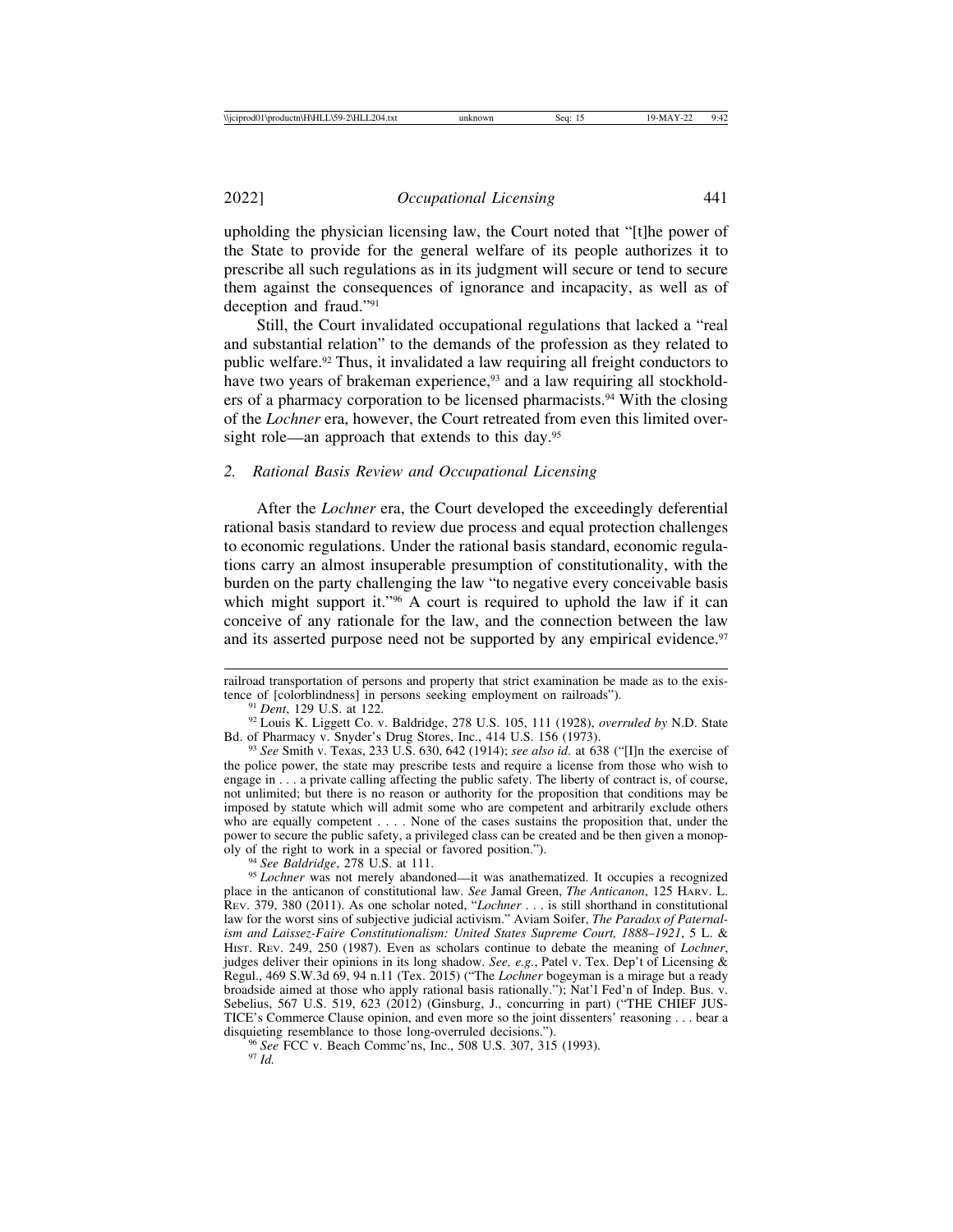upholding the physician licensing law, the Court noted that "[t]he power of the State to provide for the general welfare of its people authorizes it to prescribe all such regulations as in its judgment will secure or tend to secure them against the consequences of ignorance and incapacity, as well as of deception and fraud."[91]

Still, the Court invalidated occupational regulations that lacked a "real and substantial relation" to the demands of the profession as they related to public welfare.[92] Thus, it invalidated a law requiring all freight conductors to have two years of brakeman experience,[93] and a law requiring all stockholders of a pharmacy corporation to be licensed pharmacists.[94] With the closing of the *Lochner* era, however, the Court retreated from even this limited oversight role—an approach that extends to this day.[95]

### 2. *Rational Basis Review and Occupational Licensing*

After the *Lochner* era, the Court developed the exceedingly deferential rational basis standard to review due process and equal protection challenges to economic regulations. Under the rational basis standard, economic regulations carry an almost insuperable presumption of constitutionality, with the burden on the party challenging the law "to negative every conceivable basis which might support it."[96] A court is required to uphold the law if it can conceive of any rationale for the law, and the connection between the law and its asserted purpose need not be supported by any empirical evidence.[97]

---

railroad transportation of persons and property that strict examination be made as to the existence of [colorblindness] in persons seeking employment on railroads").

[91] *Dent*, 129 U.S. at 122.

[92] Louis K. Liggett Co. v. Baldridge, 278 U.S. 105, 111 (1928), *overruled by* N.D. State Bd. of Pharmacy v. Snyder's Drug Stores, Inc., 414 U.S. 156 (1973).

[93] *See* Smith v. Texas, 233 U.S. 630, 642 (1914); *see also id.* at 638 ("[I]n the exercise of the police power, the state may prescribe tests and require a license from those who wish to engage in . . . a private calling affecting the public safety. The liberty of contract is, of course, not unlimited; but there is no reason or authority for the proposition that conditions may be imposed by statute which will admit some who are competent and arbitrarily exclude others who are equally competent . . . . None of the cases sustains the proposition that, under the power to secure the public safety, a privileged class can be created and be then given a monopoly of the right to work in a special or favored position.").

[94] *See Baldridge*, 278 U.S. at 111.

[95] *Lochner* was not merely abandoned—it was anathematized. It occupies a recognized place in the anticanon of constitutional law. *See* Jamal Green, *The Anticanon*, 125 HARV. L. REV. 379, 380 (2011). As one scholar noted, "*Lochner* . . . is still shorthand in constitutional law for the worst sins of subjective judicial activism." Aviam Soifer, *The Paradox of Paternalism and Laissez-Faire Constitutionalism: United States Supreme Court, 1888–1921*, 5 L. & HIST. REV. 249, 250 (1987). Even as scholars continue to debate the meaning of *Lochner*, judges deliver their opinions in its long shadow. *See, e.g.*, Patel v. Tex. Dep't of Licensing & Regul., 469 S.W.3d 69, 94 n.11 (Tex. 2015) ("The *Lochner* bogeyman is a mirage but a ready broadside aimed at those who apply rational basis rationally."); Nat'l Fed'n of Indep. Bus. v. Sebelius, 567 U.S. 519, 623 (2012) (Ginsburg, J., concurring in part) ("THE CHIEF JUSTICE's Commerce Clause opinion, and even more so the joint dissenters' reasoning . . . bear a disquieting resemblance to those long-overruled decisions.").

[96] *See* FCC v. Beach Commc'ns, Inc., 508 U.S. 307, 315 (1993).

[97] *Id.*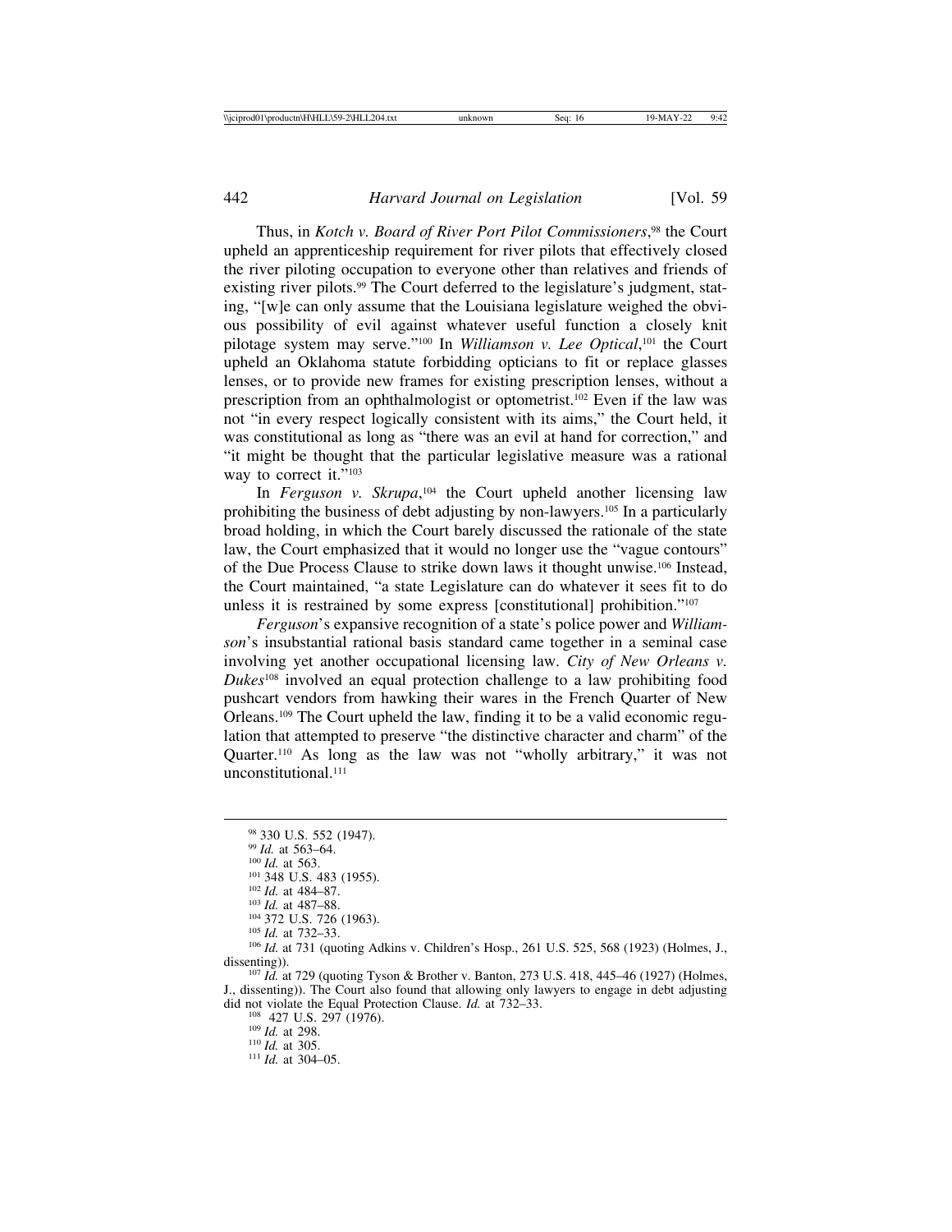Thus, in *Kotch v. Board of River Port Pilot Commissioners*,[98] the Court upheld an apprenticeship requirement for river pilots that effectively closed the river piloting occupation to everyone other than relatives and friends of existing river pilots.[99] The Court deferred to the legislature's judgment, stating, "[w]e can only assume that the Louisiana legislature weighed the obvious possibility of evil against whatever useful function a closely knit pilotage system may serve."[100] In *Williamson v. Lee Optical*,[101] the Court upheld an Oklahoma statute forbidding opticians to fit or replace glasses lenses, or to provide new frames for existing prescription lenses, without a prescription from an ophthalmologist or optometrist.[102] Even if the law was not "in every respect logically consistent with its aims," the Court held, it was constitutional as long as "there was an evil at hand for correction," and "it might be thought that the particular legislative measure was a rational way to correct it."[103]

In *Ferguson v. Skrupa*,[104] the Court upheld another licensing law prohibiting the business of debt adjusting by non-lawyers.[105] In a particularly broad holding, in which the Court barely discussed the rationale of the state law, the Court emphasized that it would no longer use the "vague contours" of the Due Process Clause to strike down laws it thought unwise.[106] Instead, the Court maintained, "a state Legislature can do whatever it sees fit to do unless it is restrained by some express [constitutional] prohibition."[107]

*Ferguson*'s expansive recognition of a state's police power and *Williamson*'s insubstantial rational basis standard came together in a seminal case involving yet another occupational licensing law. *City of New Orleans v. Dukes*[108] involved an equal protection challenge to a law prohibiting food pushcart vendors from hawking their wares in the French Quarter of New Orleans.[109] The Court upheld the law, finding it to be a valid economic regulation that attempted to preserve "the distinctive character and charm" of the Quarter.[110] As long as the law was not "wholly arbitrary," it was not unconstitutional.[111]

---

[98] 330 U.S. 552 (1947).
[99] *Id.* at 563–64.
[100] *Id.* at 563.
[101] 348 U.S. 483 (1955).
[102] *Id.* at 484–87.
[103] *Id.* at 487–88.
[104] 372 U.S. 726 (1963).
[105] *Id.* at 732–33.
[106] *Id.* at 731 (quoting Adkins v. Children's Hosp., 261 U.S. 525, 568 (1923) (Holmes, J., dissenting)).
[107] *Id.* at 729 (quoting Tyson & Brother v. Banton, 273 U.S. 418, 445–46 (1927) (Holmes, J., dissenting)). The Court also found that allowing only lawyers to engage in debt adjusting did not violate the Equal Protection Clause. *Id.* at 732–33.
[108] 427 U.S. 297 (1976).
[109] *Id.* at 298.
[110] *Id.* at 305.
[111] *Id.* at 304–05.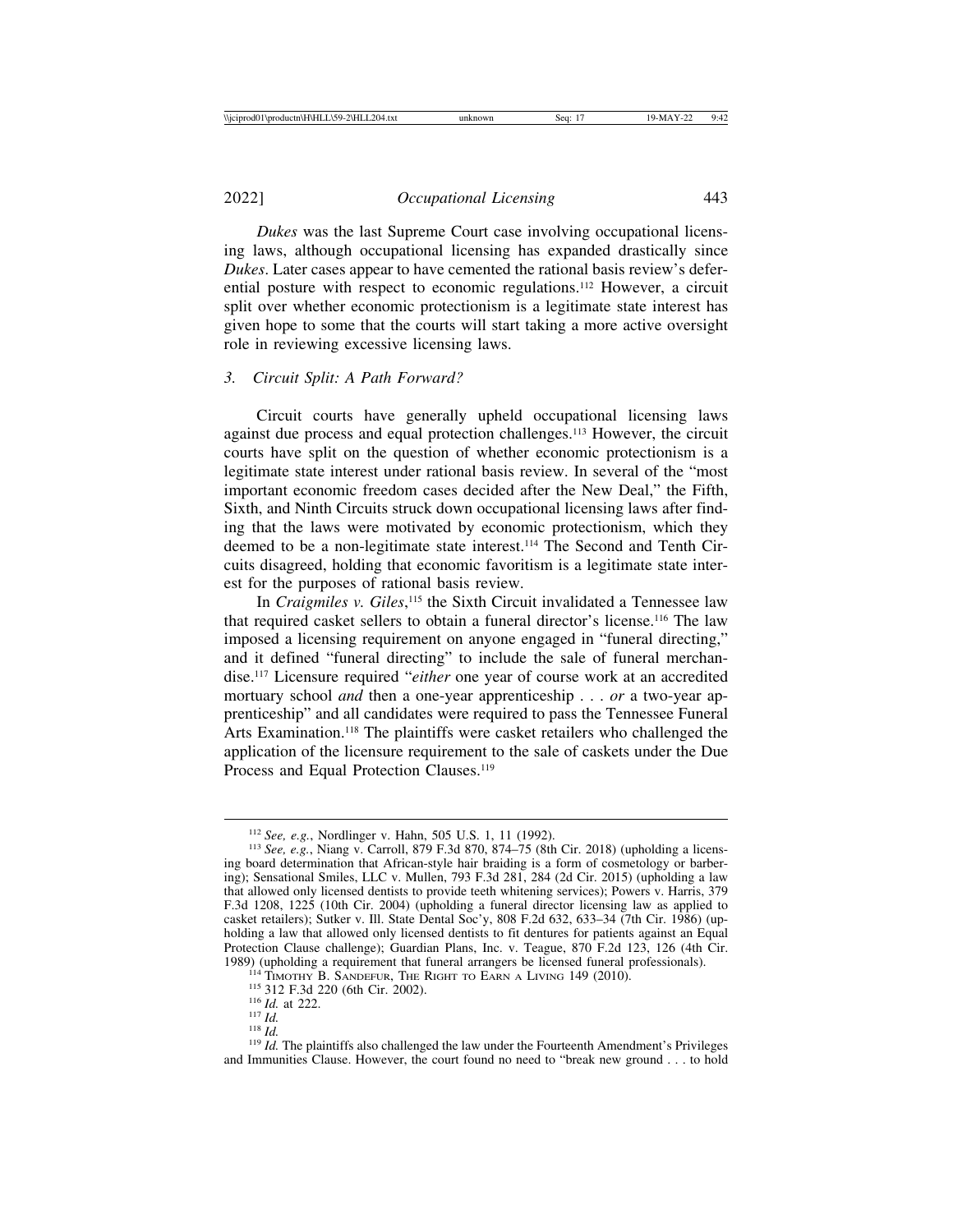*Dukes* was the last Supreme Court case involving occupational licensing laws, although occupational licensing has expanded drastically since *Dukes*. Later cases appear to have cemented the rational basis review's deferential posture with respect to economic regulations.[112] However, a circuit split over whether economic protectionism is a legitimate state interest has given hope to some that the courts will start taking a more active oversight role in reviewing excessive licensing laws.

### *3. Circuit Split: A Path Forward?*

Circuit courts have generally upheld occupational licensing laws against due process and equal protection challenges.[113] However, the circuit courts have split on the question of whether economic protectionism is a legitimate state interest under rational basis review. In several of the "most important economic freedom cases decided after the New Deal," the Fifth, Sixth, and Ninth Circuits struck down occupational licensing laws after finding that the laws were motivated by economic protectionism, which they deemed to be a non-legitimate state interest.[114] The Second and Tenth Circuits disagreed, holding that economic favoritism is a legitimate state interest for the purposes of rational basis review.

In *Craigmiles v. Giles*,[115] the Sixth Circuit invalidated a Tennessee law that required casket sellers to obtain a funeral director's license.[116] The law imposed a licensing requirement on anyone engaged in "funeral directing," and it defined "funeral directing" to include the sale of funeral merchandise.[117] Licensure required "*either* one year of course work at an accredited mortuary school *and* then a one-year apprenticeship . . . *or* a two-year apprenticeship" and all candidates were required to pass the Tennessee Funeral Arts Examination.[118] The plaintiffs were casket retailers who challenged the application of the licensure requirement to the sale of caskets under the Due Process and Equal Protection Clauses.[119]

---

[112] *See, e.g.*, Nordlinger v. Hahn, 505 U.S. 1, 11 (1992).

[113] *See, e.g.*, Niang v. Carroll, 879 F.3d 870, 874–75 (8th Cir. 2018) (upholding a licensing board determination that African-style hair braiding is a form of cosmetology or barbering); Sensational Smiles, LLC v. Mullen, 793 F.3d 281, 284 (2d Cir. 2015) (upholding a law that allowed only licensed dentists to provide teeth whitening services); Powers v. Harris, 379 F.3d 1208, 1225 (10th Cir. 2004) (upholding a funeral director licensing law as applied to casket retailers); Sutker v. Ill. State Dental Soc'y, 808 F.2d 632, 633–34 (7th Cir. 1986) (upholding a law that allowed only licensed dentists to fit dentures for patients against an Equal Protection Clause challenge); Guardian Plans, Inc. v. Teague, 870 F.2d 123, 126 (4th Cir. 1989) (upholding a requirement that funeral arrangers be licensed funeral professionals).

[114] Timothy B. Sandefur, The Right to Earn a Living 149 (2010).

[115] 312 F.3d 220 (6th Cir. 2002).

[116] *Id.* at 222.

[117] *Id.*

[118] *Id.*

[119] *Id.* The plaintiffs also challenged the law under the Fourteenth Amendment's Privileges and Immunities Clause. However, the court found no need to "break new ground . . . to hold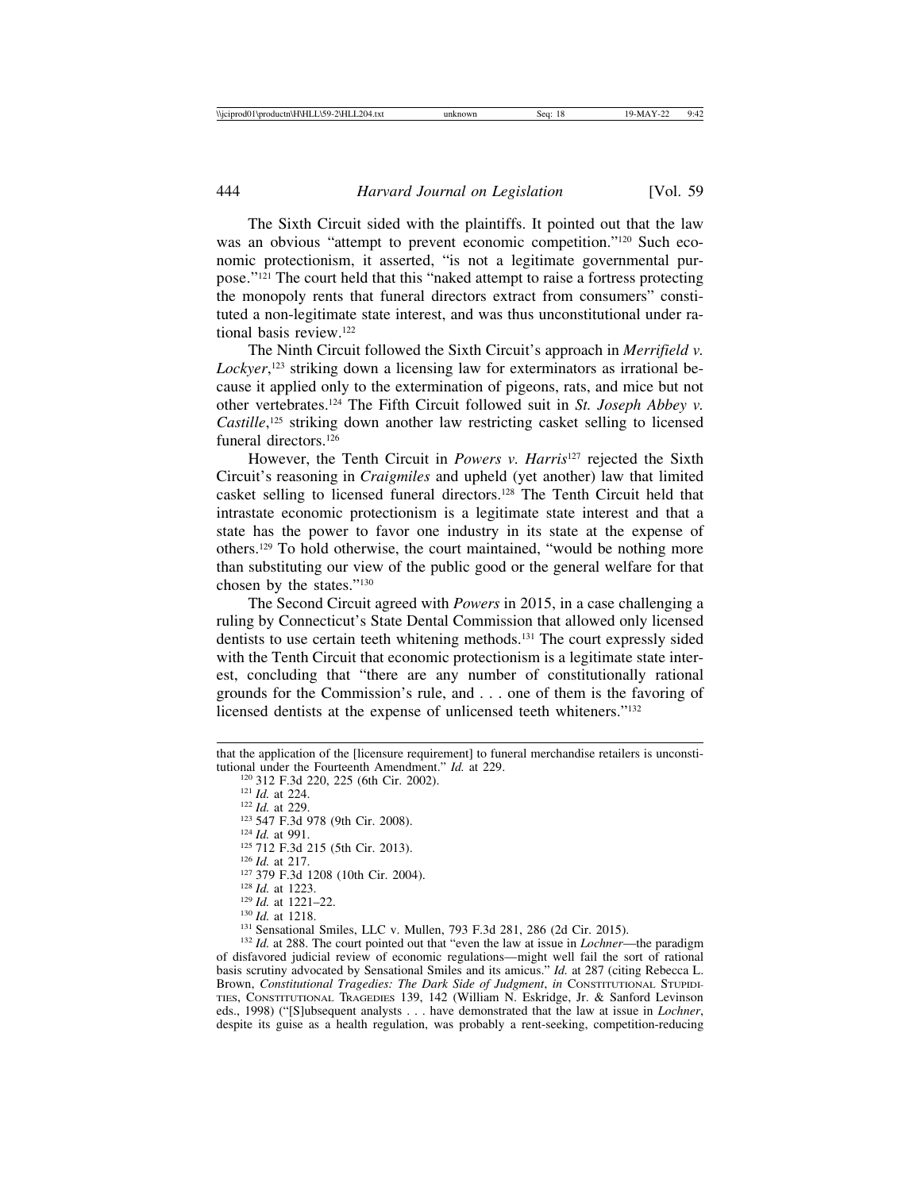The Sixth Circuit sided with the plaintiffs. It pointed out that the law was an obvious "attempt to prevent economic competition."[120] Such economic protectionism, it asserted, "is not a legitimate governmental purpose."[121] The court held that this "naked attempt to raise a fortress protecting the monopoly rents that funeral directors extract from consumers" constituted a non-legitimate state interest, and was thus unconstitutional under rational basis review.[122]

The Ninth Circuit followed the Sixth Circuit's approach in *Merrifield v. Lockyer*,[123] striking down a licensing law for exterminators as irrational because it applied only to the extermination of pigeons, rats, and mice but not other vertebrates.[124] The Fifth Circuit followed suit in *St. Joseph Abbey v. Castille*,[125] striking down another law restricting casket selling to licensed funeral directors.[126]

However, the Tenth Circuit in *Powers v. Harris*[127] rejected the Sixth Circuit's reasoning in *Craigmiles* and upheld (yet another) law that limited casket selling to licensed funeral directors.[128] The Tenth Circuit held that intrastate economic protectionism is a legitimate state interest and that a state has the power to favor one industry in its state at the expense of others.[129] To hold otherwise, the court maintained, "would be nothing more than substituting our view of the public good or the general welfare for that chosen by the states."[130]

The Second Circuit agreed with *Powers* in 2015, in a case challenging a ruling by Connecticut's State Dental Commission that allowed only licensed dentists to use certain teeth whitening methods.[131] The court expressly sided with the Tenth Circuit that economic protectionism is a legitimate state interest, concluding that "there are any number of constitutionally rational grounds for the Commission's rule, and . . . one of them is the favoring of licensed dentists at the expense of unlicensed teeth whiteners."[132]

---

that the application of the [licensure requirement] to funeral merchandise retailers is unconstitutional under the Fourteenth Amendment." *Id.* at 229.

[120] 312 F.3d 220, 225 (6th Cir. 2002).

[121] *Id.* at 224.

[122] *Id.* at 229.

[123] 547 F.3d 978 (9th Cir. 2008).

[124] *Id.* at 991.

[125] 712 F.3d 215 (5th Cir. 2013).

[126] *Id.* at 217.

[127] 379 F.3d 1208 (10th Cir. 2004).

[128] *Id.* at 1223.

[129] *Id.* at 1221–22.

[130] *Id.* at 1218.

[131] Sensational Smiles, LLC v. Mullen, 793 F.3d 281, 286 (2d Cir. 2015).

[132] *Id.* at 288. The court pointed out that "even the law at issue in *Lochner*—the paradigm of disfavored judicial review of economic regulations—might well fail the sort of rational basis scrutiny advocated by Sensational Smiles and its amicus." *Id.* at 287 (citing Rebecca L. Brown, *Constitutional Tragedies: The Dark Side of Judgment*, *in* CONSTITUTIONAL STUPIDITIES, CONSTITUTIONAL TRAGEDIES 139, 142 (William N. Eskridge, Jr. & Sanford Levinson eds., 1998) ("[S]ubsequent analysts . . . have demonstrated that the law at issue in *Lochner*, despite its guise as a health regulation, was probably a rent-seeking, competition-reducing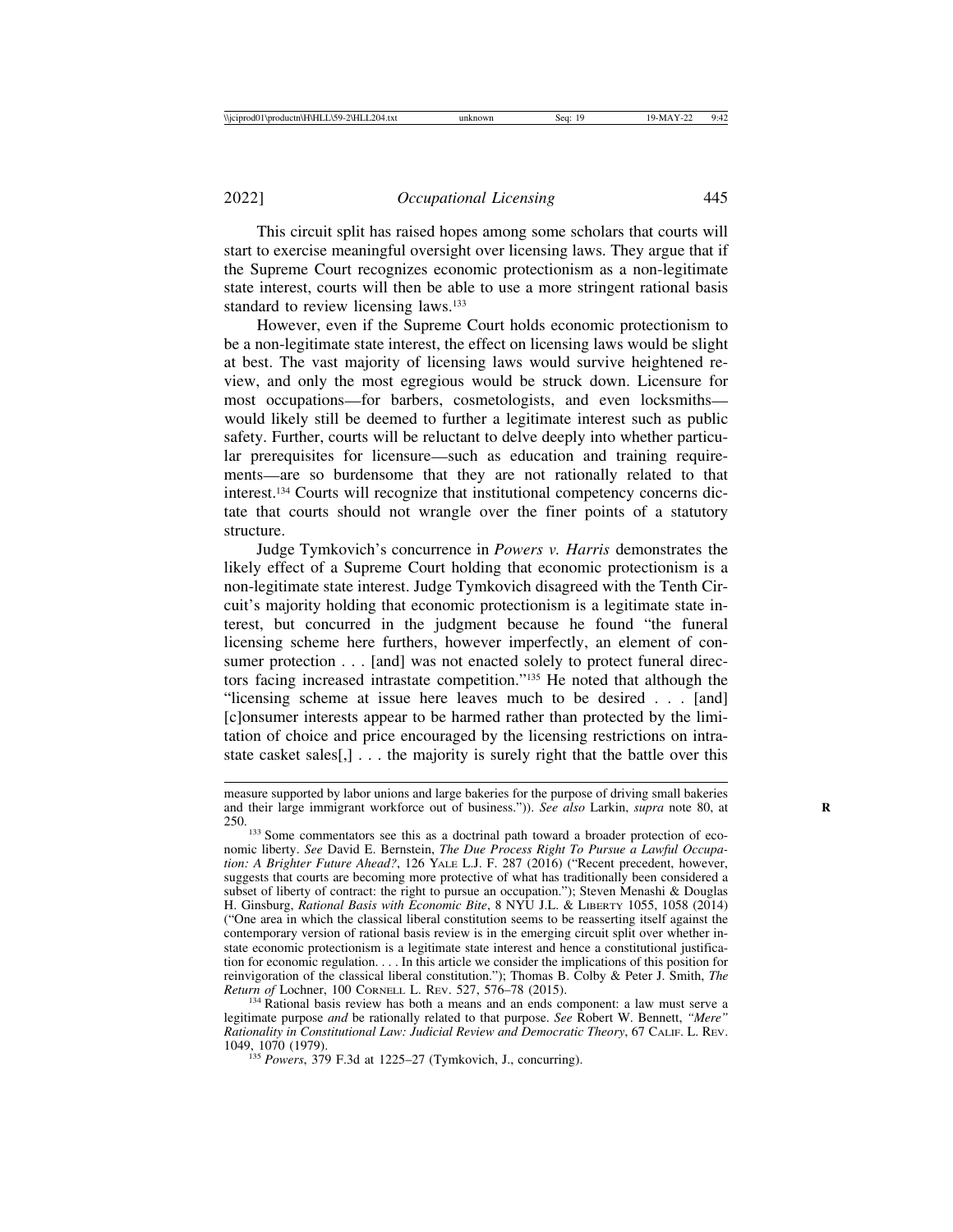This circuit split has raised hopes among some scholars that courts will start to exercise meaningful oversight over licensing laws. They argue that if the Supreme Court recognizes economic protectionism as a non-legitimate state interest, courts will then be able to use a more stringent rational basis standard to review licensing laws.[133]

However, even if the Supreme Court holds economic protectionism to be a non-legitimate state interest, the effect on licensing laws would be slight at best. The vast majority of licensing laws would survive heightened review, and only the most egregious would be struck down. Licensure for most occupations—for barbers, cosmetologists, and even locksmiths—would likely still be deemed to further a legitimate interest such as public safety. Further, courts will be reluctant to delve deeply into whether particular prerequisites for licensure—such as education and training requirements—are so burdensome that they are not rationally related to that interest.[134] Courts will recognize that institutional competency concerns dictate that courts should not wrangle over the finer points of a statutory structure.

Judge Tymkovich's concurrence in *Powers v. Harris* demonstrates the likely effect of a Supreme Court holding that economic protectionism is a non-legitimate state interest. Judge Tymkovich disagreed with the Tenth Circuit's majority holding that economic protectionism is a legitimate state interest, but concurred in the judgment because he found "the funeral licensing scheme here furthers, however imperfectly, an element of consumer protection . . . [and] was not enacted solely to protect funeral directors facing increased intrastate competition."[135] He noted that although the "licensing scheme at issue here leaves much to be desired . . . [and] [c]onsumer interests appear to be harmed rather than protected by the limitation of choice and price encouraged by the licensing restrictions on intrastate casket sales[,] . . . the majority is surely right that the battle over this

---

measure supported by labor unions and large bakeries for the purpose of driving small bakeries and their large immigrant workforce out of business.")). *See also* Larkin, *supra* note 80, at 250.

[133] Some commentators see this as a doctrinal path toward a broader protection of economic liberty. *See* David E. Bernstein, *The Due Process Right To Pursue a Lawful Occupation: A Brighter Future Ahead?*, 126 YALE L.J. F. 287 (2016) ("Recent precedent, however, suggests that courts are becoming more protective of what has traditionally been considered a subset of liberty of contract: the right to pursue an occupation."); Steven Menashi & Douglas H. Ginsburg, *Rational Basis with Economic Bite*, 8 NYU J.L. & LIBERTY 1055, 1058 (2014) ("One area in which the classical liberal constitution seems to be reasserting itself against the contemporary version of rational basis review is in the emerging circuit split over whether in-state economic protectionism is a legitimate state interest and hence a constitutional justification for economic regulation. . . . In this article we consider the implications of this position for reinvigoration of the classical liberal constitution."); Thomas B. Colby & Peter J. Smith, *The Return of* Lochner, 100 CORNELL L. REV. 527, 576–78 (2015).

[134] Rational basis review has both a means and an ends component: a law must serve a legitimate purpose *and* be rationally related to that purpose. *See* Robert W. Bennett, *"Mere" Rationality in Constitutional Law: Judicial Review and Democratic Theory*, 67 CALIF. L. REV. 1049, 1070 (1979).

[135] *Powers*, 379 F.3d at 1225–27 (Tymkovich, J., concurring).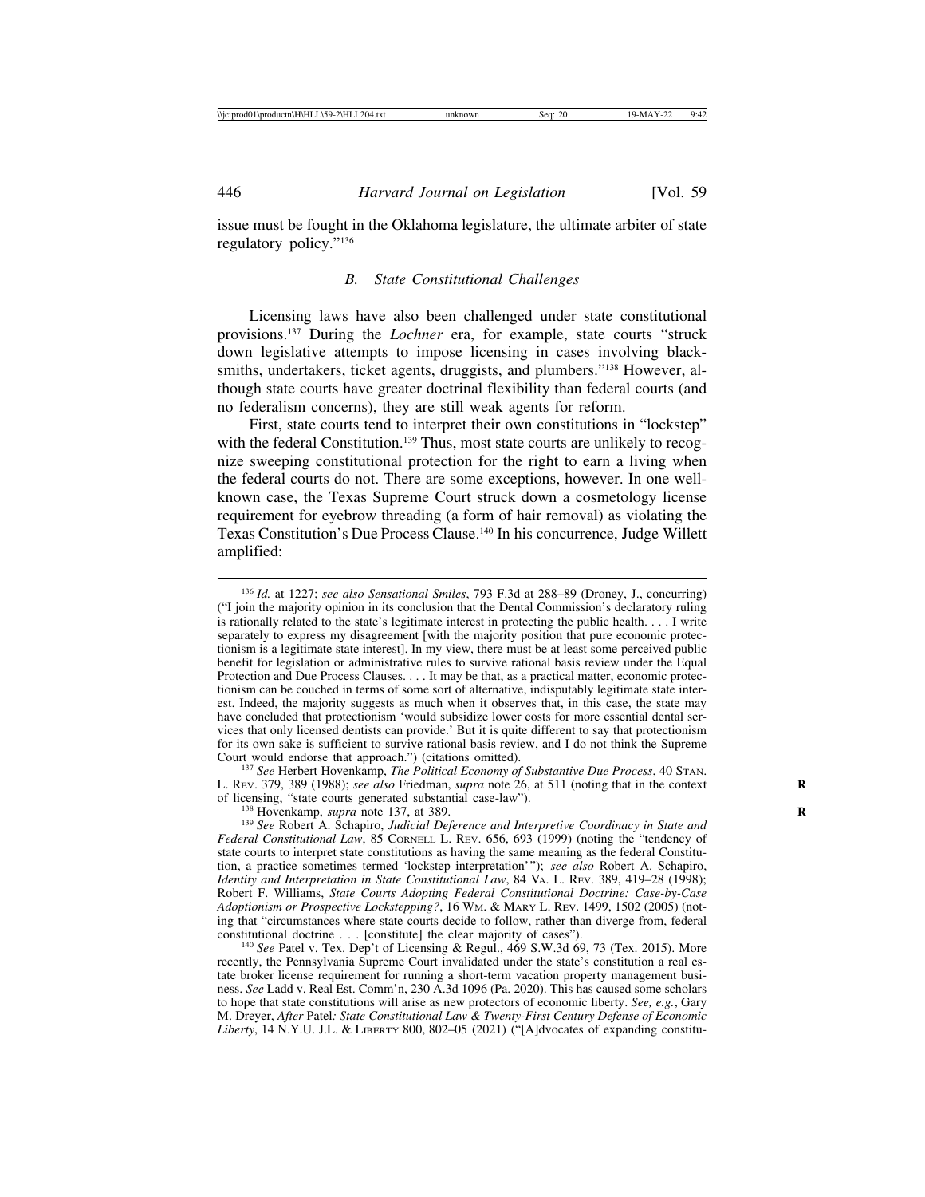issue must be fought in the Oklahoma legislature, the ultimate arbiter of state regulatory policy."[136]

### *B. State Constitutional Challenges*

Licensing laws have also been challenged under state constitutional provisions.[137] During the *Lochner* era, for example, state courts "struck down legislative attempts to impose licensing in cases involving blacksmiths, undertakers, ticket agents, druggists, and plumbers."[138] However, although state courts have greater doctrinal flexibility than federal courts (and no federalism concerns), they are still weak agents for reform.

First, state courts tend to interpret their own constitutions in "lockstep" with the federal Constitution.[139] Thus, most state courts are unlikely to recognize sweeping constitutional protection for the right to earn a living when the federal courts do not. There are some exceptions, however. In one well-known case, the Texas Supreme Court struck down a cosmetology license requirement for eyebrow threading (a form of hair removal) as violating the Texas Constitution's Due Process Clause.[140] In his concurrence, Judge Willett amplified:

---

[136] *Id.* at 1227; *see also Sensational Smiles*, 793 F.3d at 288–89 (Droney, J., concurring) ("I join the majority opinion in its conclusion that the Dental Commission's declaratory ruling is rationally related to the state's legitimate interest in protecting the public health. . . . I write separately to express my disagreement [with the majority position that pure economic protectionism is a legitimate state interest]. In my view, there must be at least some perceived public benefit for legislation or administrative rules to survive rational basis review under the Equal Protection and Due Process Clauses. . . . It may be that, as a practical matter, economic protectionism can be couched in terms of some sort of alternative, indisputably legitimate state interest. Indeed, the majority suggests as much when it observes that, in this case, the state may have concluded that protectionism 'would subsidize lower costs for more essential dental services that only licensed dentists can provide.' But it is quite different to say that protectionism for its own sake is sufficient to survive rational basis review, and I do not think the Supreme Court would endorse that approach.") (citations omitted).

[137] *See* Herbert Hovenkamp, *The Political Economy of Substantive Due Process*, 40 STAN. L. REV. 379, 389 (1988); *see also* Friedman, *supra* note 26, at 511 (noting that in the context of licensing, "state courts generated substantial case-law").

[138] Hovenkamp, *supra* note 137, at 389.

[139] *See* Robert A. Schapiro, *Judicial Deference and Interpretive Coordinacy in State and Federal Constitutional Law*, 85 CORNELL L. REV. 656, 693 (1999) (noting the "tendency of state courts to interpret state constitutions as having the same meaning as the federal Constitution, a practice sometimes termed 'lockstep interpretation'"); *see also* Robert A. Schapiro, *Identity and Interpretation in State Constitutional Law*, 84 VA. L. REV. 389, 419–28 (1998); Robert F. Williams, *State Courts Adopting Federal Constitutional Doctrine: Case-by-Case Adoptionism or Prospective Lockstepping?*, 16 WM. & MARY L. REV. 1499, 1502 (2005) (noting that "circumstances where state courts decide to follow, rather than diverge from, federal constitutional doctrine . . . [constitute] the clear majority of cases").

[140] *See* Patel v. Tex. Dep't of Licensing & Regul., 469 S.W.3d 69, 73 (Tex. 2015). More recently, the Pennsylvania Supreme Court invalidated under the state's constitution a real estate broker license requirement for running a short-term vacation property management business. *See* Ladd v. Real Est. Comm'n, 230 A.3d 1096 (Pa. 2020). This has caused some scholars to hope that state constitutions will arise as new protectors of economic liberty. *See, e.g.*, Gary M. Dreyer, *After* Patel*: State Constitutional Law & Twenty-First Century Defense of Economic Liberty*, 14 N.Y.U. J.L. & LIBERTY 800, 802–05 (2021) ("[A]dvocates of expanding constitu-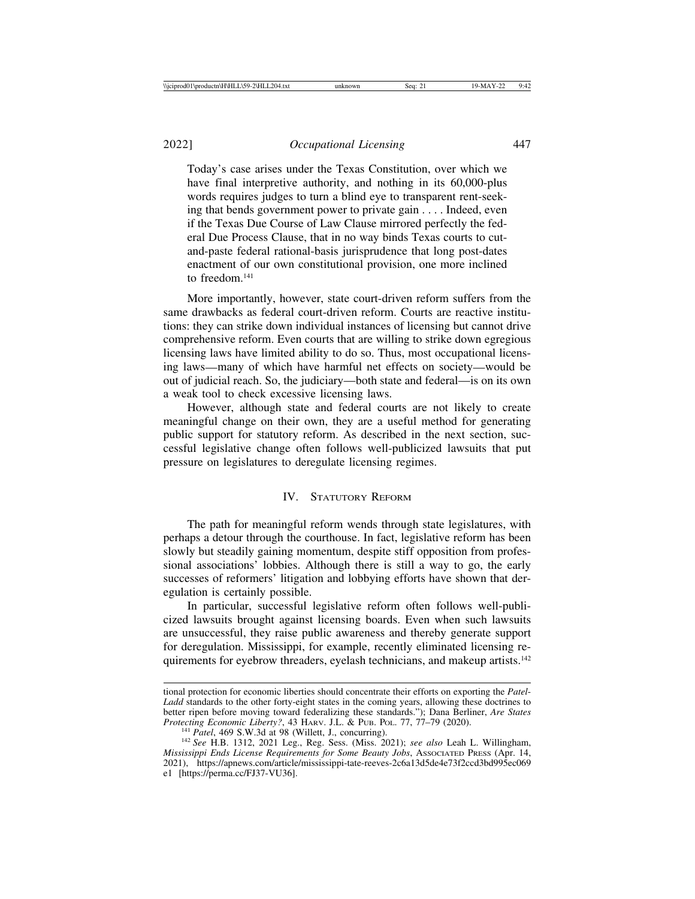> Today's case arises under the Texas Constitution, over which we have final interpretive authority, and nothing in its 60,000-plus words requires judges to turn a blind eye to transparent rent-seeking that bends government power to private gain . . . . Indeed, even if the Texas Due Course of Law Clause mirrored perfectly the federal Due Process Clause, that in no way binds Texas courts to cut-and-paste federal rational-basis jurisprudence that long post-dates enactment of our own constitutional provision, one more inclined to freedom.[141]

More importantly, however, state court-driven reform suffers from the same drawbacks as federal court-driven reform. Courts are reactive institutions: they can strike down individual instances of licensing but cannot drive comprehensive reform. Even courts that are willing to strike down egregious licensing laws have limited ability to do so. Thus, most occupational licensing laws—many of which have harmful net effects on society—would be out of judicial reach. So, the judiciary—both state and federal—is on its own a weak tool to check excessive licensing laws.

However, although state and federal courts are not likely to create meaningful change on their own, they are a useful method for generating public support for statutory reform. As described in the next section, successful legislative change often follows well-publicized lawsuits that put pressure on legislatures to deregulate licensing regimes.

## IV. Statutory Reform

The path for meaningful reform wends through state legislatures, with perhaps a detour through the courthouse. In fact, legislative reform has been slowly but steadily gaining momentum, despite stiff opposition from professional associations' lobbies. Although there is still a way to go, the early successes of reformers' litigation and lobbying efforts have shown that deregulation is certainly possible.

In particular, successful legislative reform often follows well-publicized lawsuits brought against licensing boards. Even when such lawsuits are unsuccessful, they raise public awareness and thereby generate support for deregulation. Mississippi, for example, recently eliminated licensing requirements for eyebrow threaders, eyelash technicians, and makeup artists.[142]

---

tional protection for economic liberties should concentrate their efforts on exporting the *Patel-Ladd* standards to the other forty-eight states in the coming years, allowing these doctrines to better ripen before moving toward federalizing these standards."); Dana Berliner, *Are States Protecting Economic Liberty?*, 43 Harv. J.L. & Pub. Pol. 77, 77–79 (2020).

[141] *Patel*, 469 S.W.3d at 98 (Willett, J., concurring).

[142] *See* H.B. 1312, 2021 Leg., Reg. Sess. (Miss. 2021); *see also* Leah L. Willingham, *Mississippi Ends License Requirements for Some Beauty Jobs*, Associated Press (Apr. 14, 2021), https://apnews.com/article/mississippi-tate-reeves-2c6a13d5de4e73f2ccd3bd995ec069e1 [https://perma.cc/FJ37-VU36].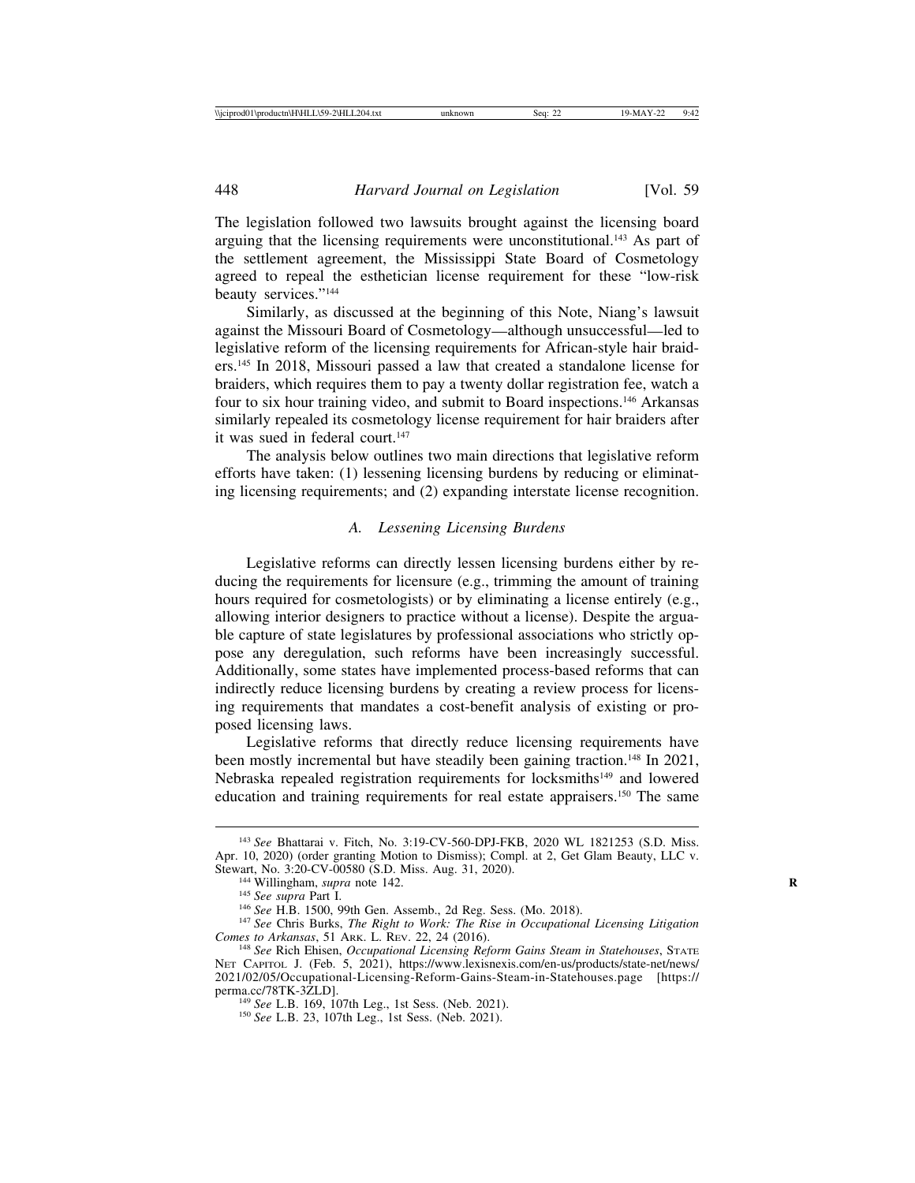The legislation followed two lawsuits brought against the licensing board arguing that the licensing requirements were unconstitutional.[143] As part of the settlement agreement, the Mississippi State Board of Cosmetology agreed to repeal the esthetician license requirement for these "low-risk beauty services."[144]

Similarly, as discussed at the beginning of this Note, Niang's lawsuit against the Missouri Board of Cosmetology—although unsuccessful—led to legislative reform of the licensing requirements for African-style hair braiders.[145] In 2018, Missouri passed a law that created a standalone license for braiders, which requires them to pay a twenty dollar registration fee, watch a four to six hour training video, and submit to Board inspections.[146] Arkansas similarly repealed its cosmetology license requirement for hair braiders after it was sued in federal court.[147]

The analysis below outlines two main directions that legislative reform efforts have taken: (1) lessening licensing burdens by reducing or eliminating licensing requirements; and (2) expanding interstate license recognition.

### *A. Lessening Licensing Burdens*

Legislative reforms can directly lessen licensing burdens either by reducing the requirements for licensure (e.g., trimming the amount of training hours required for cosmetologists) or by eliminating a license entirely (e.g., allowing interior designers to practice without a license). Despite the arguable capture of state legislatures by professional associations who strictly oppose any deregulation, such reforms have been increasingly successful. Additionally, some states have implemented process-based reforms that can indirectly reduce licensing burdens by creating a review process for licensing requirements that mandates a cost-benefit analysis of existing or proposed licensing laws.

Legislative reforms that directly reduce licensing requirements have been mostly incremental but have steadily been gaining traction.[148] In 2021, Nebraska repealed registration requirements for locksmiths[149] and lowered education and training requirements for real estate appraisers.[150] The same

---

[143] *See* Bhattarai v. Fitch, No. 3:19-CV-560-DPJ-FKB, 2020 WL 1821253 (S.D. Miss. Apr. 10, 2020) (order granting Motion to Dismiss); Compl. at 2, Get Glam Beauty, LLC v. Stewart, No. 3:20-CV-00580 (S.D. Miss. Aug. 31, 2020).

[144] Willingham, *supra* note 142.

[145] *See supra* Part I.

[146] *See* H.B. 1500, 99th Gen. Assemb., 2d Reg. Sess. (Mo. 2018).

[147] *See* Chris Burks, *The Right to Work: The Rise in Occupational Licensing Litigation Comes to Arkansas*, 51 Ark. L. Rev. 22, 24 (2016).

[148] *See* Rich Ehisen, *Occupational Licensing Reform Gains Steam in Statehouses*, State Net Capitol J. (Feb. 5, 2021), https://www.lexisnexis.com/en-us/products/state-net/news/2021/02/05/Occupational-Licensing-Reform-Gains-Steam-in-Statehouses.page [https://perma.cc/78TK-3ZLD].

[149] *See* L.B. 169, 107th Leg., 1st Sess. (Neb. 2021).

[150] *See* L.B. 23, 107th Leg., 1st Sess. (Neb. 2021).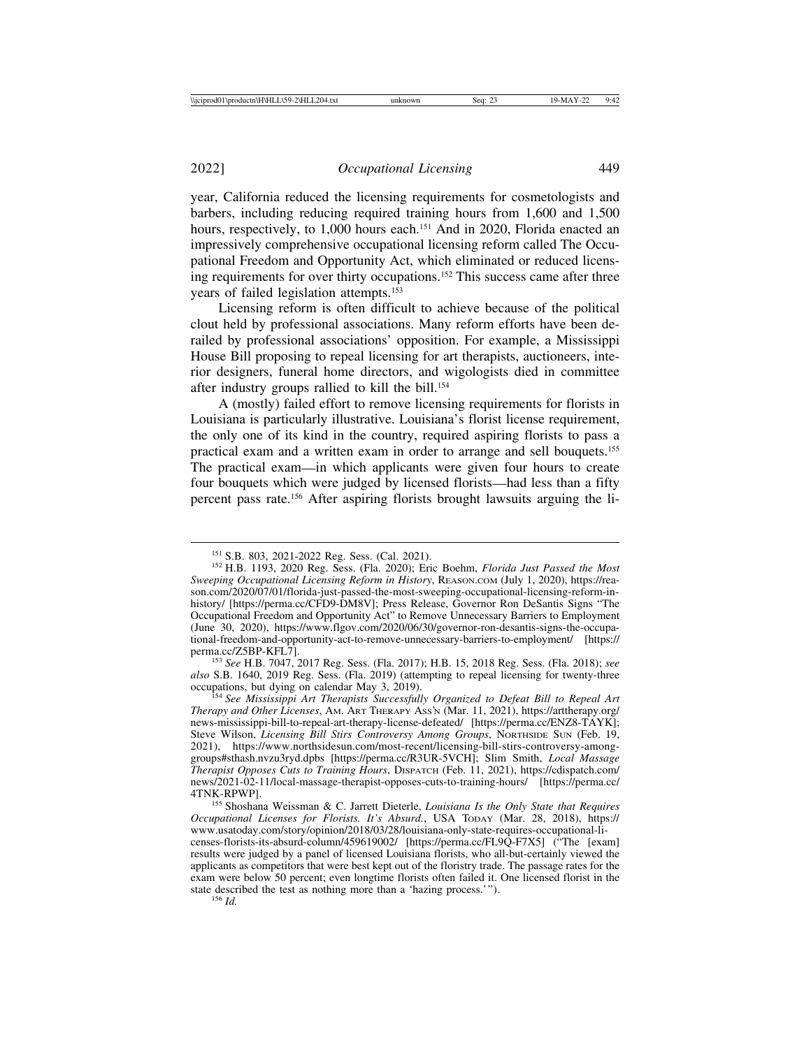year, California reduced the licensing requirements for cosmetologists and barbers, including reducing required training hours from 1,600 and 1,500 hours, respectively, to 1,000 hours each.[151] And in 2020, Florida enacted an impressively comprehensive occupational licensing reform called The Occupational Freedom and Opportunity Act, which eliminated or reduced licensing requirements for over thirty occupations.[152] This success came after three years of failed legislation attempts.[153]

Licensing reform is often difficult to achieve because of the political clout held by professional associations. Many reform efforts have been derailed by professional associations' opposition. For example, a Mississippi House Bill proposing to repeal licensing for art therapists, auctioneers, interior designers, funeral home directors, and wigologists died in committee after industry groups rallied to kill the bill.[154]

A (mostly) failed effort to remove licensing requirements for florists in Louisiana is particularly illustrative. Louisiana's florist license requirement, the only one of its kind in the country, required aspiring florists to pass a practical exam and a written exam in order to arrange and sell bouquets.[155] The practical exam—in which applicants were given four hours to create four bouquets which were judged by licensed florists—had less than a fifty percent pass rate.[156] After aspiring florists brought lawsuits arguing the li-

---

[151] S.B. 803, 2021-2022 Reg. Sess. (Cal. 2021).

[152] H.B. 1193, 2020 Reg. Sess. (Fla. 2020); Eric Boehm, *Florida Just Passed the Most Sweeping Occupational Licensing Reform in History*, REASON.COM (July 1, 2020), https://reason.com/2020/07/01/florida-just-passed-the-most-sweeping-occupational-licensing-reform-in-history/ [https://perma.cc/CFD9-DM8V]; Press Release, Governor Ron DeSantis Signs "The Occupational Freedom and Opportunity Act" to Remove Unnecessary Barriers to Employment (June 30, 2020), https://www.flgov.com/2020/06/30/governor-ron-desantis-signs-the-occupational-freedom-and-opportunity-act-to-remove-unnecessary-barriers-to-employment/ [https://perma.cc/Z5BP-KFL7].

[153] *See* H.B. 7047, 2017 Reg. Sess. (Fla. 2017); H.B. 15, 2018 Reg. Sess. (Fla. 2018); *see also* S.B. 1640, 2019 Reg. Sess. (Fla. 2019) (attempting to repeal licensing for twenty-three occupations, but dying on calendar May 3, 2019).

[154] *See Mississippi Art Therapists Successfully Organized to Defeat Bill to Repeal Art Therapy and Other Licenses*, AM. ART THERAPY ASS'N (Mar. 11, 2021), https://arttherapy.org/news-mississippi-bill-to-repeal-art-therapy-license-defeated/ [https://perma.cc/ENZ8-TAYK]; Steve Wilson, *Licensing Bill Stirs Controversy Among Groups*, NORTHSIDE SUN (Feb. 19, 2021), https://www.northsidesun.com/most-recent/licensing-bill-stirs-controversy-among-groups#sthash.nvzu3ryd.dpbs [https://perma.cc/R3UR-5VCH]; Slim Smith, *Local Massage Therapist Opposes Cuts to Training Hours*, DISPATCH (Feb. 11, 2021), https://cdispatch.com/news/2021-02-11/local-massage-therapist-opposes-cuts-to-training-hours/ [https://perma.cc/4TNK-RPWP].

[155] Shoshana Weissman & C. Jarrett Dieterle, *Louisiana Is the Only State that Requires Occupational Licenses for Florists. It's Absurd.*, USA TODAY (Mar. 28, 2018), https://www.usatoday.com/story/opinion/2018/03/28/louisiana-only-state-requires-occupational-licenses-florists-its-absurd-column/459619002/ [https://perma.cc/FL9Q-F7X5] ("The [exam] results were judged by a panel of licensed Louisiana florists, who all-but-certainly viewed the applicants as competitors that were best kept out of the floristry trade. The passage rates for the exam were below 50 percent; even longtime florists often failed it. One licensed florist in the state described the test as nothing more than a 'hazing process.'").

[156] *Id.*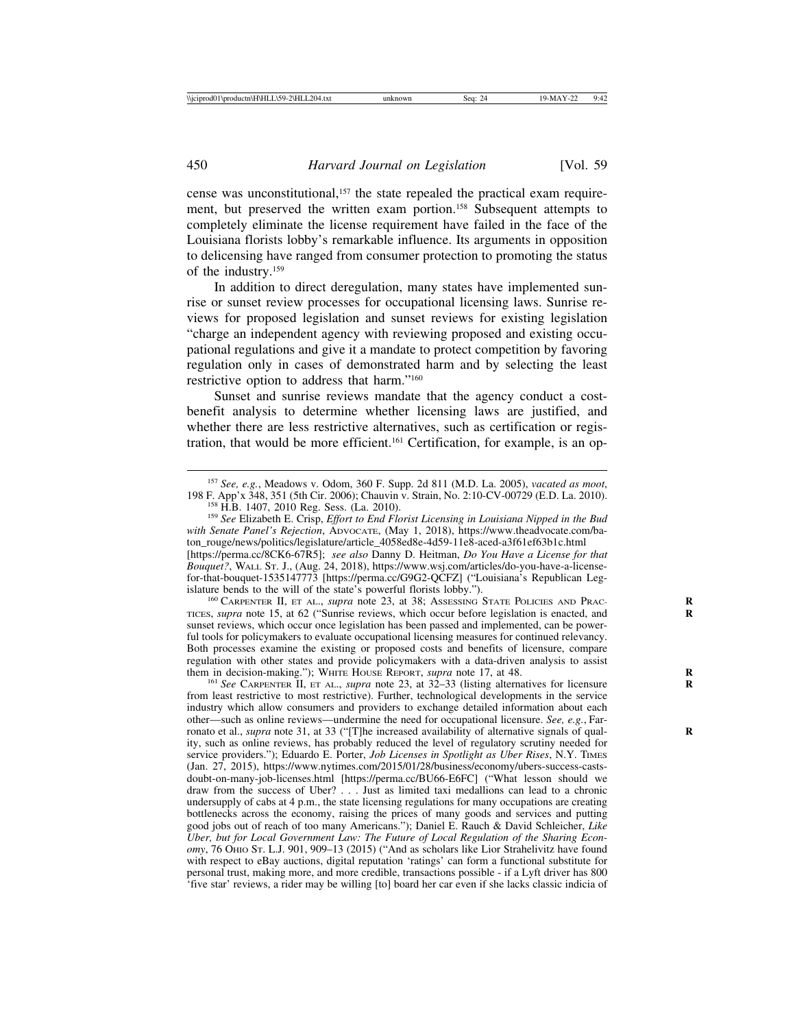cense was unconstitutional,[157] the state repealed the practical exam requirement, but preserved the written exam portion.[158] Subsequent attempts to completely eliminate the license requirement have failed in the face of the Louisiana florists lobby's remarkable influence. Its arguments in opposition to delicensing have ranged from consumer protection to promoting the status of the industry.[159]

In addition to direct deregulation, many states have implemented sunrise or sunset review processes for occupational licensing laws. Sunrise reviews for proposed legislation and sunset reviews for existing legislation "charge an independent agency with reviewing proposed and existing occupational regulations and give it a mandate to protect competition by favoring regulation only in cases of demonstrated harm and by selecting the least restrictive option to address that harm."[160]

Sunset and sunrise reviews mandate that the agency conduct a cost-benefit analysis to determine whether licensing laws are justified, and whether there are less restrictive alternatives, such as certification or registration, that would be more efficient.[161] Certification, for example, is an op-

---

[157] *See, e.g.*, Meadows v. Odom, 360 F. Supp. 2d 811 (M.D. La. 2005), *vacated as moot*, 198 F. App'x 348, 351 (5th Cir. 2006); Chauvin v. Strain, No. 2:10-CV-00729 (E.D. La. 2010).

[158] H.B. 1407, 2010 Reg. Sess. (La. 2010).

[159] *See* Elizabeth E. Crisp, *Effort to End Florist Licensing in Louisiana Nipped in the Bud with Senate Panel's Rejection*, ADVOCATE, (May 1, 2018), https://www.theadvocate.com/baton_rouge/news/politics/legislature/article_4058ed8e-4d59-11e8-aced-a3f61ef63b1c.html [https://perma.cc/8CK6-67R5]; *see also* Danny D. Heitman, *Do You Have a License for that Bouquet?*, WALL ST. J., (Aug. 24, 2018), https://www.wsj.com/articles/do-you-have-a-license-for-that-bouquet-1535147773 [https://perma.cc/G9G2-QCFZ] ("Louisiana's Republican Legislature bends to the will of the state's powerful florists lobby.").

[160] CARPENTER II, ET AL., *supra* note 23, at 38; ASSESSING STATE POLICIES AND PRACTICES, *supra* note 15, at 62 ("Sunrise reviews, which occur before legislation is enacted, and sunset reviews, which occur once legislation has been passed and implemented, can be powerful tools for policymakers to evaluate occupational licensing measures for continued relevancy. Both processes examine the existing or proposed costs and benefits of licensure, compare regulation with other states and provide policymakers with a data-driven analysis to assist them in decision-making."); WHITE HOUSE REPORT, *supra* note 17, at 48.

[161] *See* CARPENTER II, ET AL., *supra* note 23, at 32–33 (listing alternatives for licensure from least restrictive to most restrictive). Further, technological developments in the service industry which allow consumers and providers to exchange detailed information about each other—such as online reviews—undermine the need for occupational licensure. *See, e.g.*, Farronato et al., *supra* note 31, at 33 ("[T]he increased availability of alternative signals of quality, such as online reviews, has probably reduced the level of regulatory scrutiny needed for service providers."); Eduardo E. Porter, *Job Licenses in Spotlight as Uber Rises*, N.Y. TIMES (Jan. 27, 2015), https://www.nytimes.com/2015/01/28/business/economy/ubers-success-casts-doubt-on-many-job-licenses.html [https://perma.cc/BU66-E6FC] ("What lesson should we draw from the success of Uber? . . . Just as limited taxi medallions can lead to a chronic undersupply of cabs at 4 p.m., the state licensing regulations for many occupations are creating bottlenecks across the economy, raising the prices of many goods and services and putting good jobs out of reach of too many Americans."); Daniel E. Rauch & David Schleicher, *Like Uber, but for Local Government Law: The Future of Local Regulation of the Sharing Economy*, 76 OHIO ST. L.J. 901, 909–13 (2015) ("And as scholars like Lior Strahelivitz have found with respect to eBay auctions, digital reputation 'ratings' can form a functional substitute for personal trust, making more, and more credible, transactions possible - if a Lyft driver has 800 'five star' reviews, a rider may be willing [to] board her car even if she lacks classic indicia of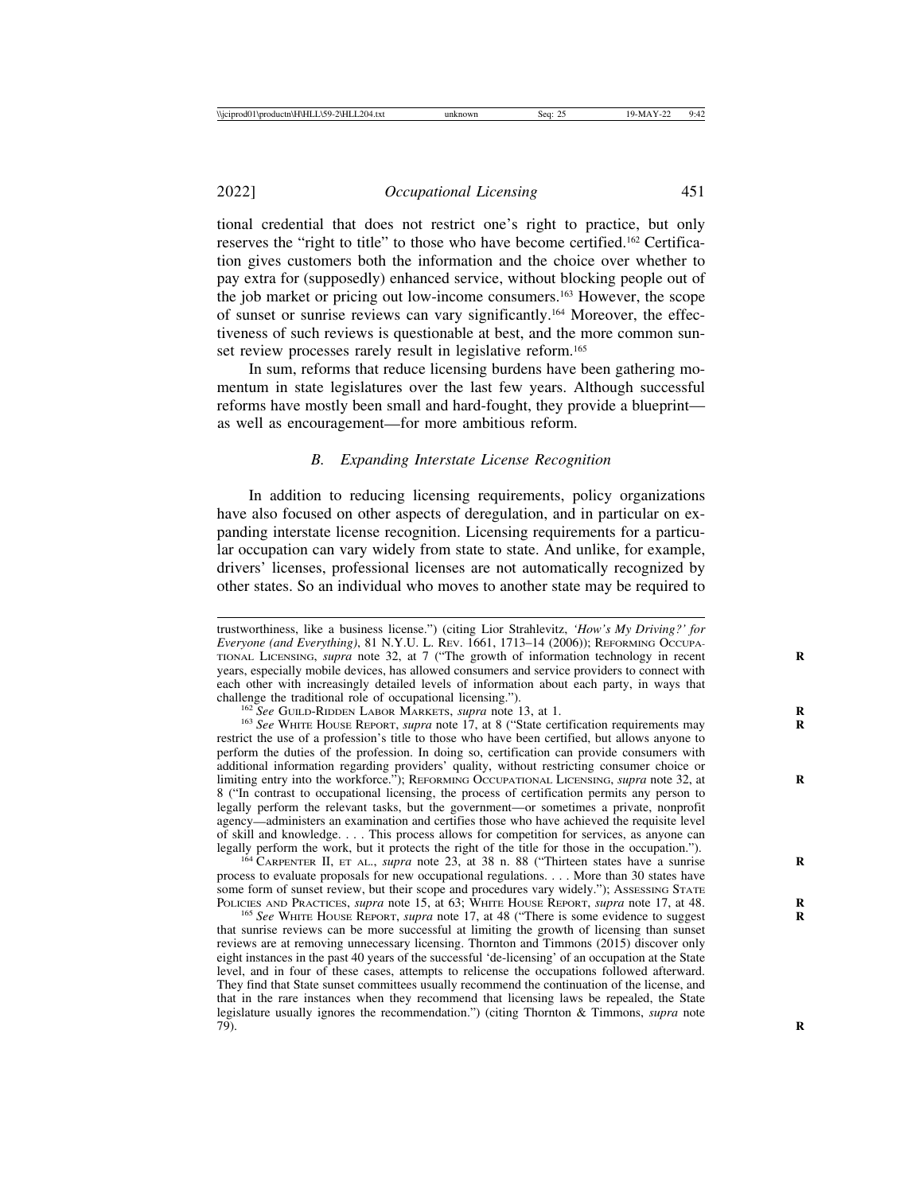tional credential that does not restrict one's right to practice, but only reserves the "right to title" to those who have become certified.[162] Certification gives customers both the information and the choice over whether to pay extra for (supposedly) enhanced service, without blocking people out of the job market or pricing out low-income consumers.[163] However, the scope of sunset or sunrise reviews can vary significantly.[164] Moreover, the effectiveness of such reviews is questionable at best, and the more common sunset review processes rarely result in legislative reform.[165]

In sum, reforms that reduce licensing burdens have been gathering momentum in state legislatures over the last few years. Although successful reforms have mostly been small and hard-fought, they provide a blueprint—as well as encouragement—for more ambitious reform.

### *B. Expanding Interstate License Recognition*

In addition to reducing licensing requirements, policy organizations have also focused on other aspects of deregulation, and in particular on expanding interstate license recognition. Licensing requirements for a particular occupation can vary widely from state to state. And unlike, for example, drivers' licenses, professional licenses are not automatically recognized by other states. So an individual who moves to another state may be required to

---

trustworthiness, like a business license.") (citing Lior Strahlevitz, *'How's My Driving?' for Everyone (and Everything)*, 81 N.Y.U. L. Rev. 1661, 1713–14 (2006)); Reforming Occupational Licensing, *supra* note 32, at 7 ("The growth of information technology in recent years, especially mobile devices, has allowed consumers and service providers to connect with each other with increasingly detailed levels of information about each party, in ways that challenge the traditional role of occupational licensing.").

[162] *See* Guild-Ridden Labor Markets, *supra* note 13, at 1.

[163] *See* White House Report, *supra* note 17, at 8 ("State certification requirements may restrict the use of a profession's title to those who have been certified, but allows anyone to perform the duties of the profession. In doing so, certification can provide consumers with additional information regarding providers' quality, without restricting consumer choice or limiting entry into the workforce."); Reforming Occupational Licensing, *supra* note 32, at 8 ("In contrast to occupational licensing, the process of certification permits any person to legally perform the relevant tasks, but the government—or sometimes a private, nonprofit agency—administers an examination and certifies those who have achieved the requisite level of skill and knowledge. . . . This process allows for competition for services, as anyone can legally perform the work, but it protects the right of the title for those in the occupation.").

[164] Carpenter II, et al., *supra* note 23, at 38 n. 88 ("Thirteen states have a sunrise process to evaluate proposals for new occupational regulations. . . . More than 30 states have some form of sunset review, but their scope and procedures vary widely."); Assessing State Policies and Practices, *supra* note 15, at 63; White House Report, *supra* note 17, at 48.

[165] *See* White House Report, *supra* note 17, at 48 ("There is some evidence to suggest that sunrise reviews can be more successful at limiting the growth of licensing than sunset reviews are at removing unnecessary licensing. Thornton and Timmons (2015) discover only eight instances in the past 40 years of the successful 'de-licensing' of an occupation at the State level, and in four of these cases, attempts to relicense the occupations followed afterward. They find that State sunset committees usually recommend the continuation of the license, and that in the rare instances when they recommend that licensing laws be repealed, the State legislature usually ignores the recommendation.") (citing Thornton & Timmons, *supra* note 79).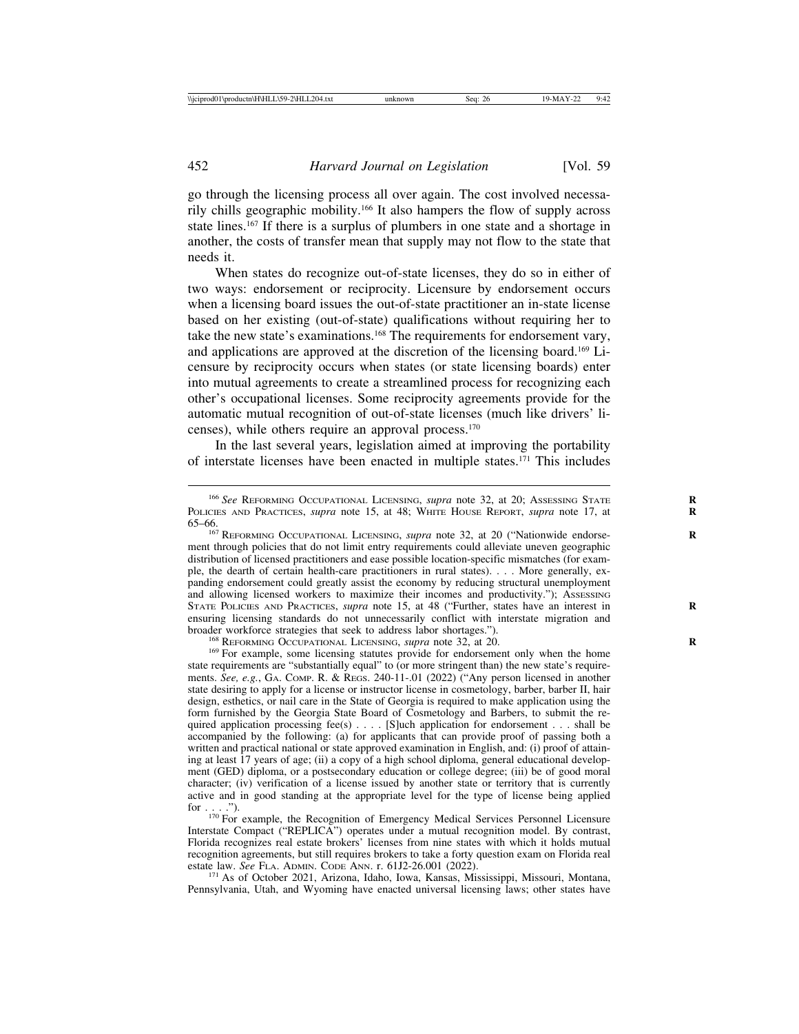go through the licensing process all over again. The cost involved necessarily chills geographic mobility.[166] It also hampers the flow of supply across state lines.[167] If there is a surplus of plumbers in one state and a shortage in another, the costs of transfer mean that supply may not flow to the state that needs it.

When states do recognize out-of-state licenses, they do so in either of two ways: endorsement or reciprocity. Licensure by endorsement occurs when a licensing board issues the out-of-state practitioner an in-state license based on her existing (out-of-state) qualifications without requiring her to take the new state's examinations.[168] The requirements for endorsement vary, and applications are approved at the discretion of the licensing board.[169] Licensure by reciprocity occurs when states (or state licensing boards) enter into mutual agreements to create a streamlined process for recognizing each other's occupational licenses. Some reciprocity agreements provide for the automatic mutual recognition of out-of-state licenses (much like drivers' licenses), while others require an approval process.[170]

In the last several years, legislation aimed at improving the portability of interstate licenses have been enacted in multiple states.[171] This includes

---

[166] *See* Reforming Occupational Licensing, *supra* note 32, at 20; Assessing State Policies and Practices, *supra* note 15, at 48; White House Report, *supra* note 17, at 65–66.

[167] Reforming Occupational Licensing, *supra* note 32, at 20 ("Nationwide endorsement through policies that do not limit entry requirements could alleviate uneven geographic distribution of licensed practitioners and ease possible location-specific mismatches (for example, the dearth of certain health-care practitioners in rural states). . . . More generally, expanding endorsement could greatly assist the economy by reducing structural unemployment and allowing licensed workers to maximize their incomes and productivity."); Assessing State Policies and Practices, *supra* note 15, at 48 ("Further, states have an interest in ensuring licensing standards do not unnecessarily conflict with interstate migration and broader workforce strategies that seek to address labor shortages.").

[168] Reforming Occupational Licensing, *supra* note 32, at 20.

[169] For example, some licensing statutes provide for endorsement only when the home state requirements are "substantially equal" to (or more stringent than) the new state's requirements. *See, e.g.*, Ga. Comp. R. & Regs. 240-11-.01 (2022) ("Any person licensed in another state desiring to apply for a license or instructor license in cosmetology, barber, barber II, hair design, esthetics, or nail care in the State of Georgia is required to make application using the form furnished by the Georgia State Board of Cosmetology and Barbers, to submit the required application processing fee(s) . . . . [S]uch application for endorsement . . . shall be accompanied by the following: (a) for applicants that can provide proof of passing both a written and practical national or state approved examination in English, and: (i) proof of attaining at least 17 years of age; (ii) a copy of a high school diploma, general educational development (GED) diploma, or a postsecondary education or college degree; (iii) be of good moral character; (iv) verification of a license issued by another state or territory that is currently active and in good standing at the appropriate level for the type of license being applied for . . . .").

[170] For example, the Recognition of Emergency Medical Services Personnel Licensure Interstate Compact ("REPLICA") operates under a mutual recognition model. By contrast, Florida recognizes real estate brokers' licenses from nine states with which it holds mutual recognition agreements, but still requires brokers to take a forty question exam on Florida real estate law. *See* Fla. Admin. Code Ann. r. 61J2-26.001 (2022).

[171] As of October 2021, Arizona, Idaho, Iowa, Kansas, Mississippi, Missouri, Montana, Pennsylvania, Utah, and Wyoming have enacted universal licensing laws; other states have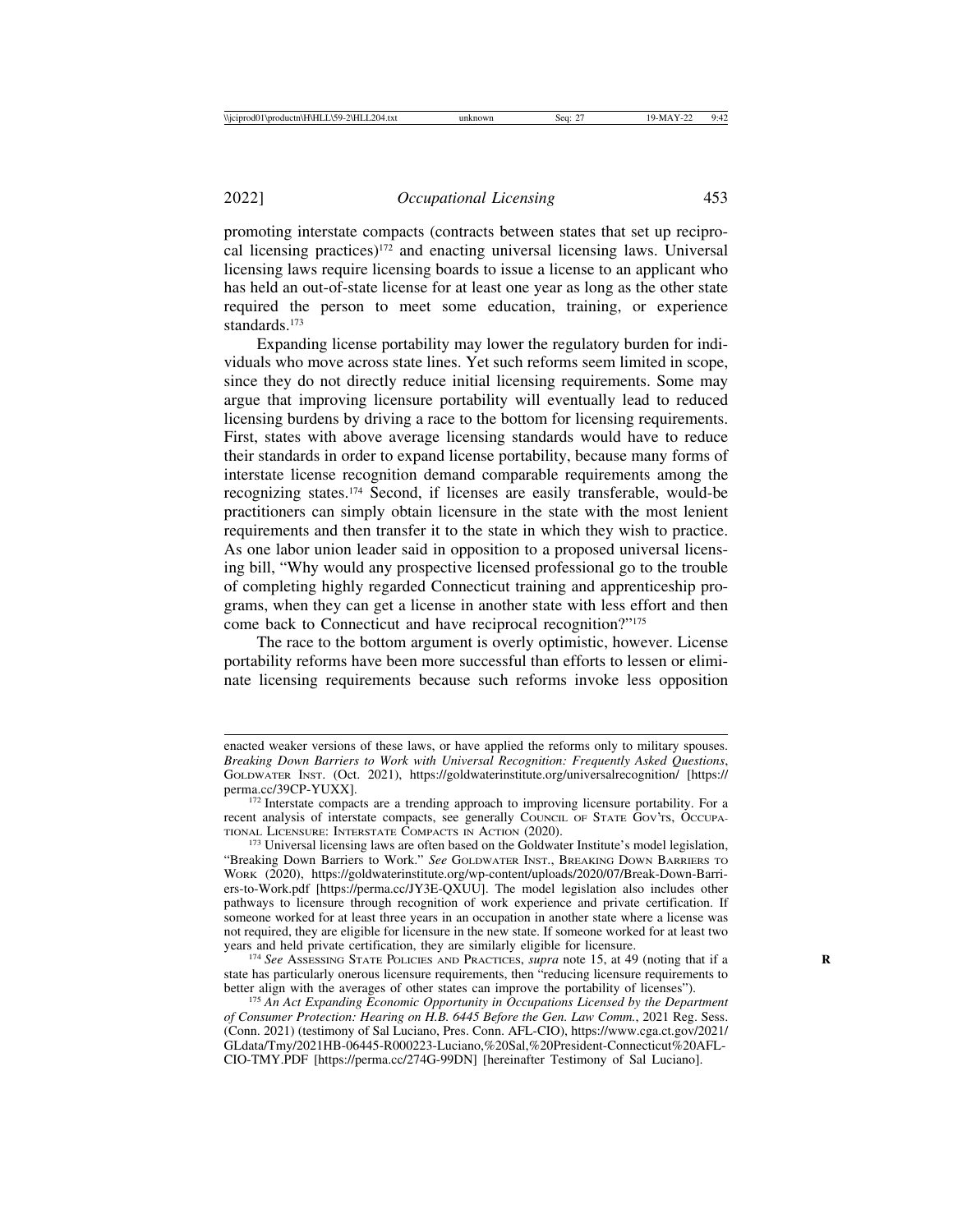promoting interstate compacts (contracts between states that set up reciprocal licensing practices)[172] and enacting universal licensing laws. Universal licensing laws require licensing boards to issue a license to an applicant who has held an out-of-state license for at least one year as long as the other state required the person to meet some education, training, or experience standards.[173]

Expanding license portability may lower the regulatory burden for individuals who move across state lines. Yet such reforms seem limited in scope, since they do not directly reduce initial licensing requirements. Some may argue that improving licensure portability will eventually lead to reduced licensing burdens by driving a race to the bottom for licensing requirements. First, states with above average licensing standards would have to reduce their standards in order to expand license portability, because many forms of interstate license recognition demand comparable requirements among the recognizing states.[174] Second, if licenses are easily transferable, would-be practitioners can simply obtain licensure in the state with the most lenient requirements and then transfer it to the state in which they wish to practice. As one labor union leader said in opposition to a proposed universal licensing bill, "Why would any prospective licensed professional go to the trouble of completing highly regarded Connecticut training and apprenticeship programs, when they can get a license in another state with less effort and then come back to Connecticut and have reciprocal recognition?"[175]

The race to the bottom argument is overly optimistic, however. License portability reforms have been more successful than efforts to lessen or eliminate licensing requirements because such reforms invoke less opposition

---

enacted weaker versions of these laws, or have applied the reforms only to military spouses. *Breaking Down Barriers to Work with Universal Recognition: Frequently Asked Questions*, Goldwater Inst. (Oct. 2021), https://goldwaterinstitute.org/universalrecognition/ [https://perma.cc/39CP-YUXX].

[172] Interstate compacts are a trending approach to improving licensure portability. For a recent analysis of interstate compacts, see generally Council of State Gov'ts, Occupational Licensure: Interstate Compacts in Action (2020).

[173] Universal licensing laws are often based on the Goldwater Institute's model legislation, "Breaking Down Barriers to Work." *See* Goldwater Inst., Breaking Down Barriers to Work (2020), https://goldwaterinstitute.org/wp-content/uploads/2020/07/Break-Down-Barriers-to-Work.pdf [https://perma.cc/JY3E-QXUU]. The model legislation also includes other pathways to licensure through recognition of work experience and private certification. If someone worked for at least three years in an occupation in another state where a license was not required, they are eligible for licensure in the new state. If someone worked for at least two years and held private certification, they are similarly eligible for licensure.

[174] *See* Assessing State Policies and Practices, *supra* note 15, at 49 (noting that if a state has particularly onerous licensure requirements, then "reducing licensure requirements to better align with the averages of other states can improve the portability of licenses").

[175] *An Act Expanding Economic Opportunity in Occupations Licensed by the Department of Consumer Protection: Hearing on H.B. 6445 Before the Gen. Law Comm.*, 2021 Reg. Sess. (Conn. 2021) (testimony of Sal Luciano, Pres. Conn. AFL-CIO), https://www.cga.ct.gov/2021/GLdata/Tmy/2021HB-06445-R000223-Luciano,%20Sal,%20President-Connecticut%20AFL-CIO-TMY.PDF [https://perma.cc/274G-99DN] [hereinafter Testimony of Sal Luciano].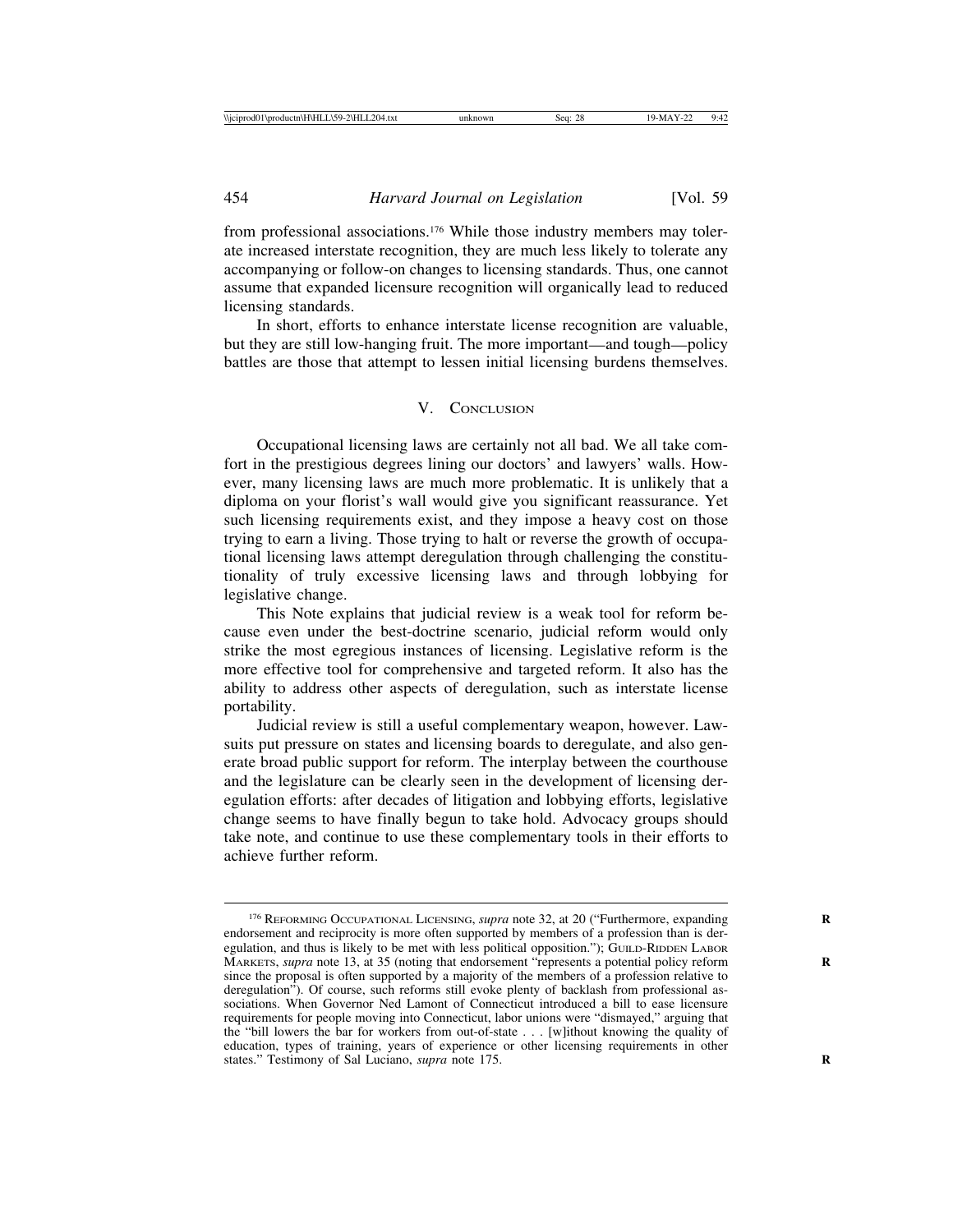from professional associations.[176] While those industry members may tolerate increased interstate recognition, they are much less likely to tolerate any accompanying or follow-on changes to licensing standards. Thus, one cannot assume that expanded licensure recognition will organically lead to reduced licensing standards.

In short, efforts to enhance interstate license recognition are valuable, but they are still low-hanging fruit. The more important—and tough—policy battles are those that attempt to lessen initial licensing burdens themselves.

## V. Conclusion

Occupational licensing laws are certainly not all bad. We all take comfort in the prestigious degrees lining our doctors' and lawyers' walls. However, many licensing laws are much more problematic. It is unlikely that a diploma on your florist's wall would give you significant reassurance. Yet such licensing requirements exist, and they impose a heavy cost on those trying to earn a living. Those trying to halt or reverse the growth of occupational licensing laws attempt deregulation through challenging the constitutionality of truly excessive licensing laws and through lobbying for legislative change.

This Note explains that judicial review is a weak tool for reform because even under the best-doctrine scenario, judicial reform would only strike the most egregious instances of licensing. Legislative reform is the more effective tool for comprehensive and targeted reform. It also has the ability to address other aspects of deregulation, such as interstate license portability.

Judicial review is still a useful complementary weapon, however. Lawsuits put pressure on states and licensing boards to deregulate, and also generate broad public support for reform. The interplay between the courthouse and the legislature can be clearly seen in the development of licensing deregulation efforts: after decades of litigation and lobbying efforts, legislative change seems to have finally begun to take hold. Advocacy groups should take note, and continue to use these complementary tools in their efforts to achieve further reform.

---

[176] Reforming Occupational Licensing, *supra* note 32, at 20 ("Furthermore, expanding endorsement and reciprocity is more often supported by members of a profession than is deregulation, and thus is likely to be met with less political opposition."); Guild-Ridden Labor Markets, *supra* note 13, at 35 (noting that endorsement "represents a potential policy reform since the proposal is often supported by a majority of the members of a profession relative to deregulation"). Of course, such reforms still evoke plenty of backlash from professional associations. When Governor Ned Lamont of Connecticut introduced a bill to ease licensure requirements for people moving into Connecticut, labor unions were "dismayed," arguing that the "bill lowers the bar for workers from out-of-state . . . [w]ithout knowing the quality of education, types of training, years of experience or other licensing requirements in other states." Testimony of Sal Luciano, *supra* note 175.